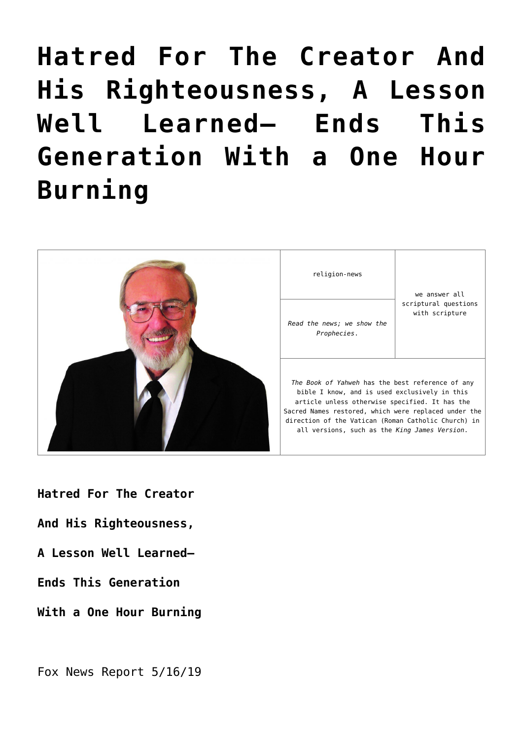# Hatred For The Creator And His Righteousness, A Lesson Well Learned— Ends This Generation With a One Hour Burning

| | religion-news | we answer all scriptural questions with scripture |
|---|---|---|
| | *Read the news; we show the Prophecies.* | |
| | *The Book of Yahweh* has the best reference of any bible I know, and is used exclusively in this article unless otherwise specified. It has the Sacred Names restored, which were replaced under the direction of the Vatican (Roman Catholic Church) in all versions, such as the *King James Version*. | |

**Hatred For The Creator**

**And His Righteousness,**

**A Lesson Well Learned—**

**Ends This Generation**

**With a One Hour Burning**

Fox News Report 5/16/19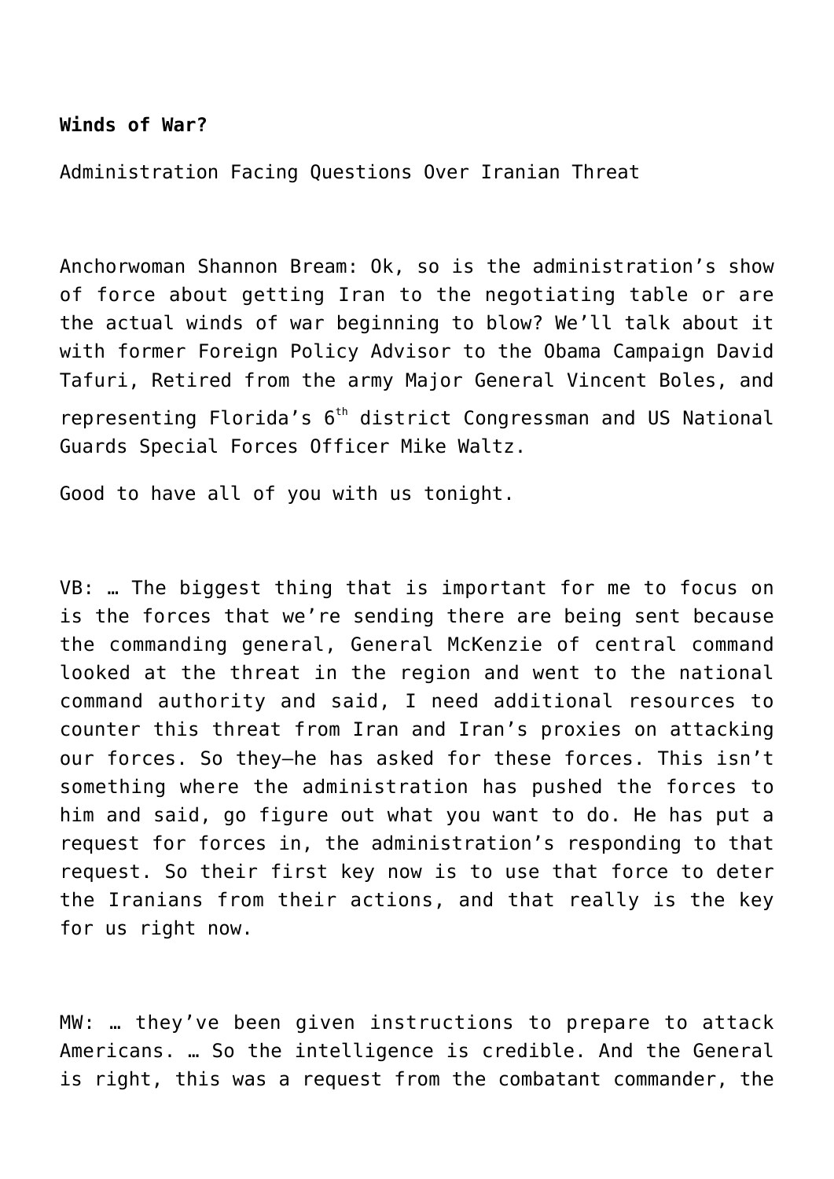**Winds of War?**

Administration Facing Questions Over Iranian Threat

Anchorwoman Shannon Bream: Ok, so is the administration's show of force about getting Iran to the negotiating table or are the actual winds of war beginning to blow? We'll talk about it with former Foreign Policy Advisor to the Obama Campaign David Tafuri, Retired from the army Major General Vincent Boles, and representing Florida's 6th district Congressman and US National Guards Special Forces Officer Mike Waltz.

Good to have all of you with us tonight.

VB: … The biggest thing that is important for me to focus on is the forces that we're sending there are being sent because the commanding general, General McKenzie of central command looked at the threat in the region and went to the national command authority and said, I need additional resources to counter this threat from Iran and Iran's proxies on attacking our forces. So they—he has asked for these forces. This isn't something where the administration has pushed the forces to him and said, go figure out what you want to do. He has put a request for forces in, the administration's responding to that request. So their first key now is to use that force to deter the Iranians from their actions, and that really is the key for us right now.

MW: … they've been given instructions to prepare to attack Americans. … So the intelligence is credible. And the General is right, this was a request from the combatant commander, the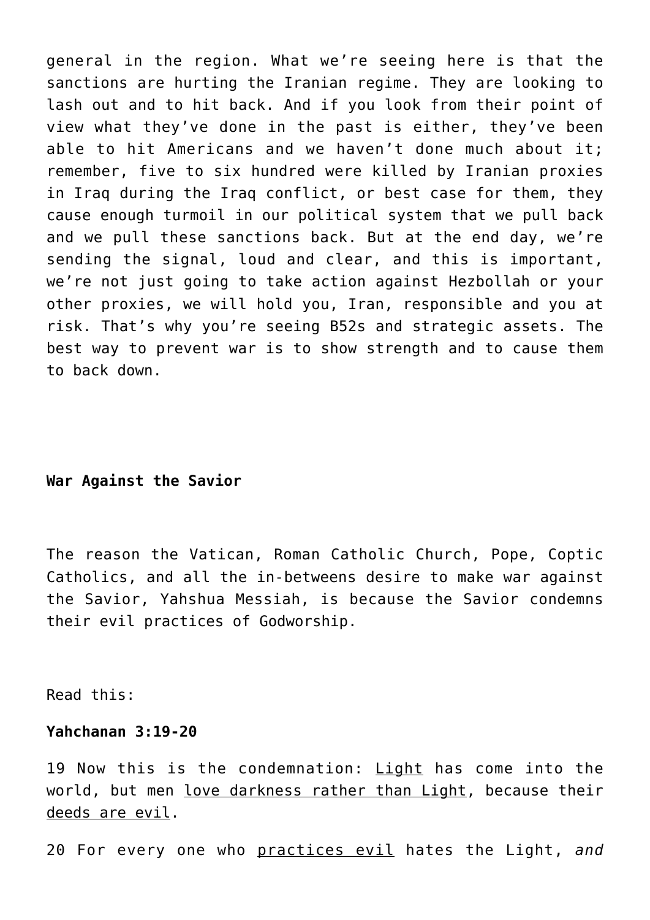general in the region. What we're seeing here is that the sanctions are hurting the Iranian regime. They are looking to lash out and to hit back. And if you look from their point of view what they've done in the past is either, they've been able to hit Americans and we haven't done much about it; remember, five to six hundred were killed by Iranian proxies in Iraq during the Iraq conflict, or best case for them, they cause enough turmoil in our political system that we pull back and we pull these sanctions back. But at the end day, we're sending the signal, loud and clear, and this is important, we're not just going to take action against Hezbollah or your other proxies, we will hold you, Iran, responsible and you at risk. That's why you're seeing B52s and strategic assets. The best way to prevent war is to show strength and to cause them to back down.

**War Against the Savior**

The reason the Vatican, Roman Catholic Church, Pope, Coptic Catholics, and all the in-betweens desire to make war against the Savior, Yahshua Messiah, is because the Savior condemns their evil practices of Godworship.

Read this:

**Yahchanan 3:19-20**

19 Now this is the condemnation: <u>Light</u> has come into the world, but men <u>love darkness rather than Light</u>, because their <u>deeds are evil</u>.

20 For every one who <u>practices evil</u> hates the Light, *and*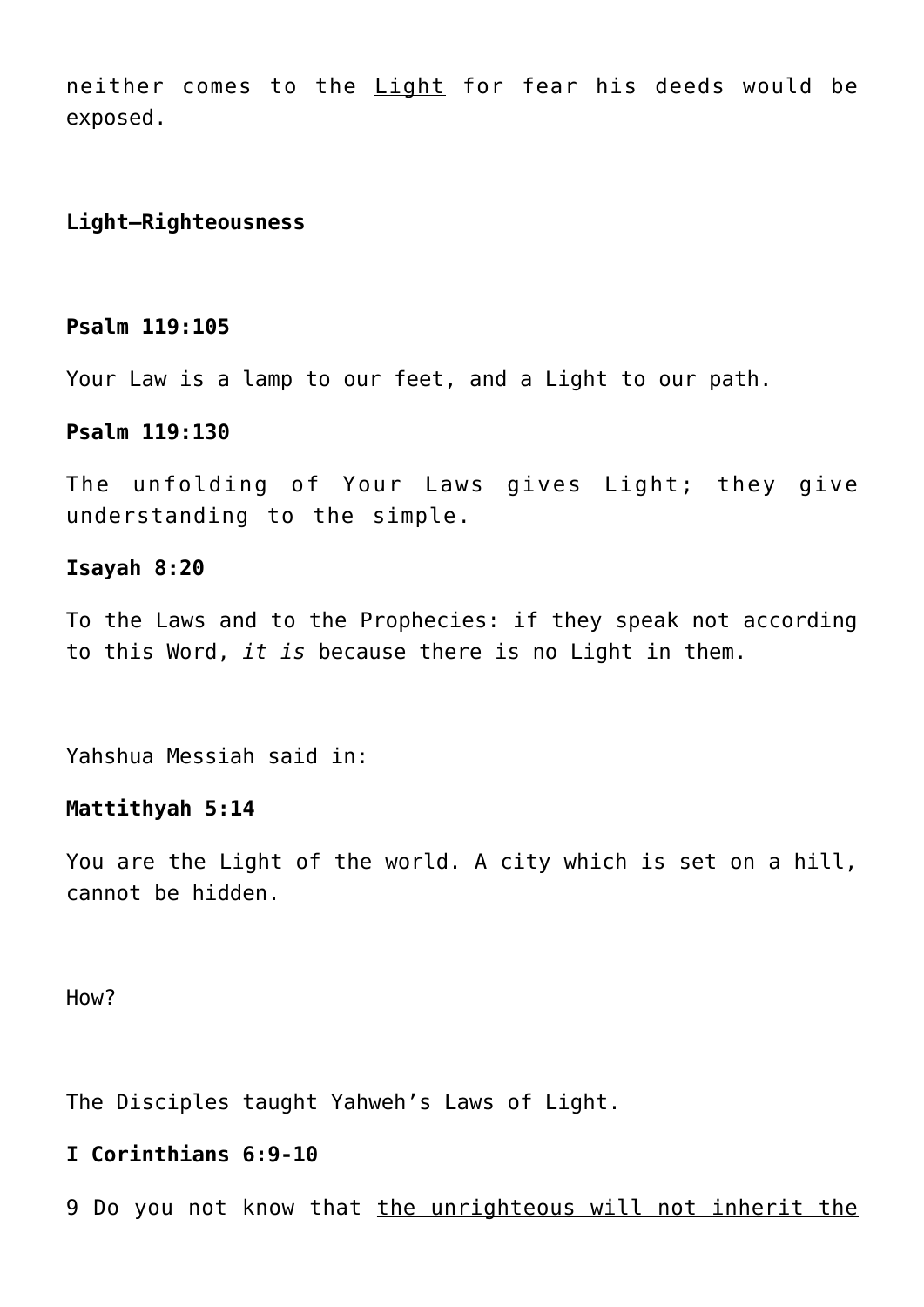neither comes to the <u>Light</u> for fear his deeds would be exposed.

**Light–Righteousness**

**Psalm 119:105**

Your Law is a lamp to our feet, and a Light to our path.

**Psalm 119:130**

The unfolding of Your Laws gives Light; they give understanding to the simple.

**Isayah 8:20**

To the Laws and to the Prophecies: if they speak not according to this Word, *it is* because there is no Light in them.

Yahshua Messiah said in:

**Mattithyah 5:14**

You are the Light of the world. A city which is set on a hill, cannot be hidden.

How?

The Disciples taught Yahweh's Laws of Light.

**I Corinthians 6:9-10**

9 Do you not know that <u>the unrighteous will not inherit the</u>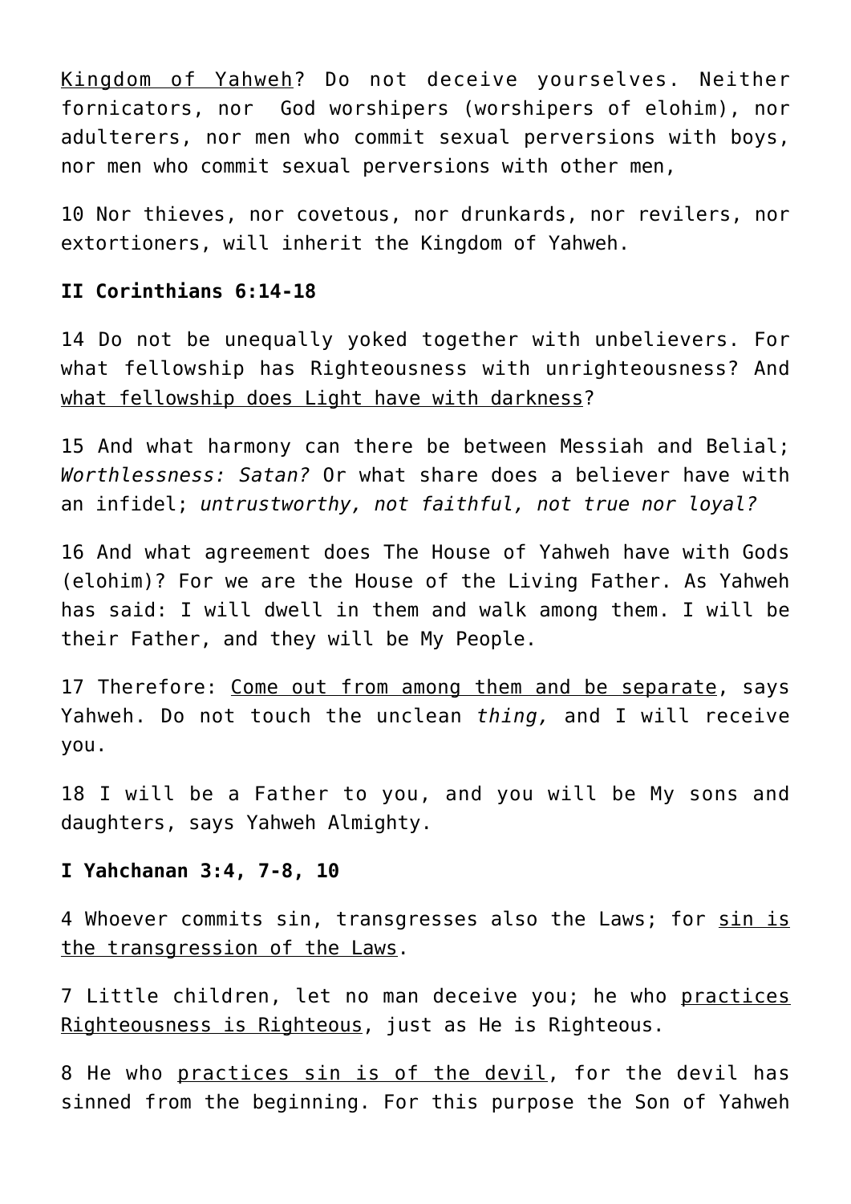<u>Kingdom of Yahweh</u>? Do not deceive yourselves. Neither fornicators, nor  God worshipers (worshipers of elohim), nor adulterers, nor men who commit sexual perversions with boys, nor men who commit sexual perversions with other men,

10 Nor thieves, nor covetous, nor drunkards, nor revilers, nor extortioners, will inherit the Kingdom of Yahweh.

**II Corinthians 6:14-18**

14 Do not be unequally yoked together with unbelievers. For what fellowship has Righteousness with unrighteousness? And <u>what fellowship does Light have with darkness</u>?

15 And what harmony can there be between Messiah and Belial; *Worthlessness: Satan?* Or what share does a believer have with an infidel; *untrustworthy, not faithful, not true nor loyal?*

16 And what agreement does The House of Yahweh have with Gods (elohim)? For we are the House of the Living Father. As Yahweh has said: I will dwell in them and walk among them. I will be their Father, and they will be My People.

17 Therefore: <u>Come out from among them and be separate</u>, says Yahweh. Do not touch the unclean *thing,* and I will receive you.

18 I will be a Father to you, and you will be My sons and daughters, says Yahweh Almighty.

**I Yahchanan 3:4, 7-8, 10**

4 Whoever commits sin, transgresses also the Laws; for <u>sin is the transgression of the Laws</u>.

7 Little children, let no man deceive you; he who <u>practices Righteousness is Righteous</u>, just as He is Righteous.

8 He who <u>practices sin is of the devil</u>, for the devil has sinned from the beginning. For this purpose the Son of Yahweh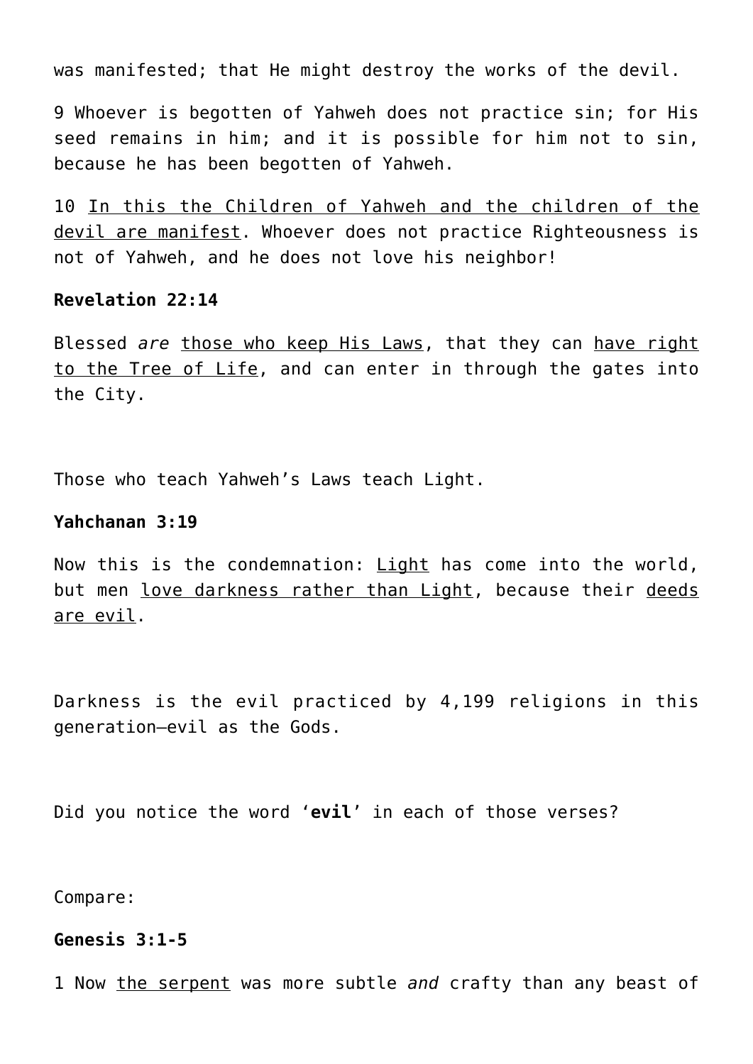was manifested; that He might destroy the works of the devil.

9 Whoever is begotten of Yahweh does not practice sin; for His seed remains in him; and it is possible for him not to sin, because he has been begotten of Yahweh.

10 <u>In this the Children of Yahweh and the children of the devil are manifest</u>. Whoever does not practice Righteousness is not of Yahweh, and he does not love his neighbor!

**Revelation 22:14**

Blessed *are* <u>those who keep His Laws</u>, that they can <u>have right to the Tree of Life</u>, and can enter in through the gates into the City.

Those who teach Yahweh's Laws teach Light.

**Yahchanan 3:19**

Now this is the condemnation: <u>Light</u> has come into the world, but men <u>love darkness rather than Light</u>, because their <u>deeds are evil</u>.

Darkness is the evil practiced by 4,199 religions in this generation—evil as the Gods.

Did you notice the word '**evil**' in each of those verses?

Compare:

**Genesis 3:1-5**

1 Now <u>the serpent</u> was more subtle *and* crafty than any beast of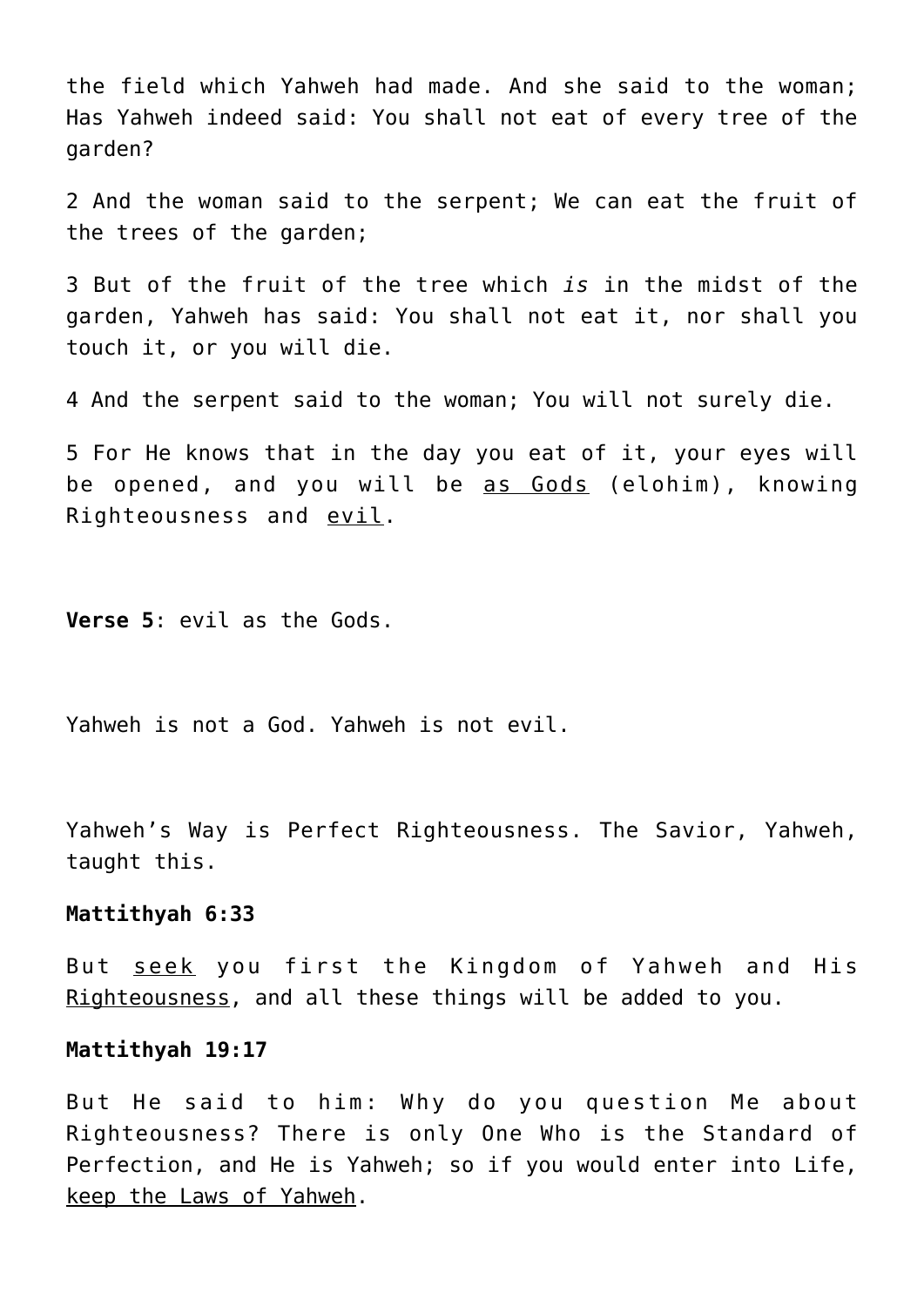the field which Yahweh had made. And she said to the woman; Has Yahweh indeed said: You shall not eat of every tree of the garden?

2 And the woman said to the serpent; We can eat the fruit of the trees of the garden;

3 But of the fruit of the tree which *is* in the midst of the garden, Yahweh has said: You shall not eat it, nor shall you touch it, or you will die.

4 And the serpent said to the woman; You will not surely die.

5 For He knows that in the day you eat of it, your eyes will be opened, and you will be <u>as Gods</u> (elohim), knowing Righteousness and <u>evil</u>.

**Verse 5**: evil as the Gods.

Yahweh is not a God. Yahweh is not evil.

Yahweh's Way is Perfect Righteousness. The Savior, Yahweh, taught this.

**Mattithyah 6:33**

But <u>seek</u> you first the Kingdom of Yahweh and His <u>Righteousness</u>, and all these things will be added to you.

**Mattithyah 19:17**

But He said to him: Why do you question Me about Righteousness? There is only One Who is the Standard of Perfection, and He is Yahweh; so if you would enter into Life, <u>keep the Laws of Yahweh</u>.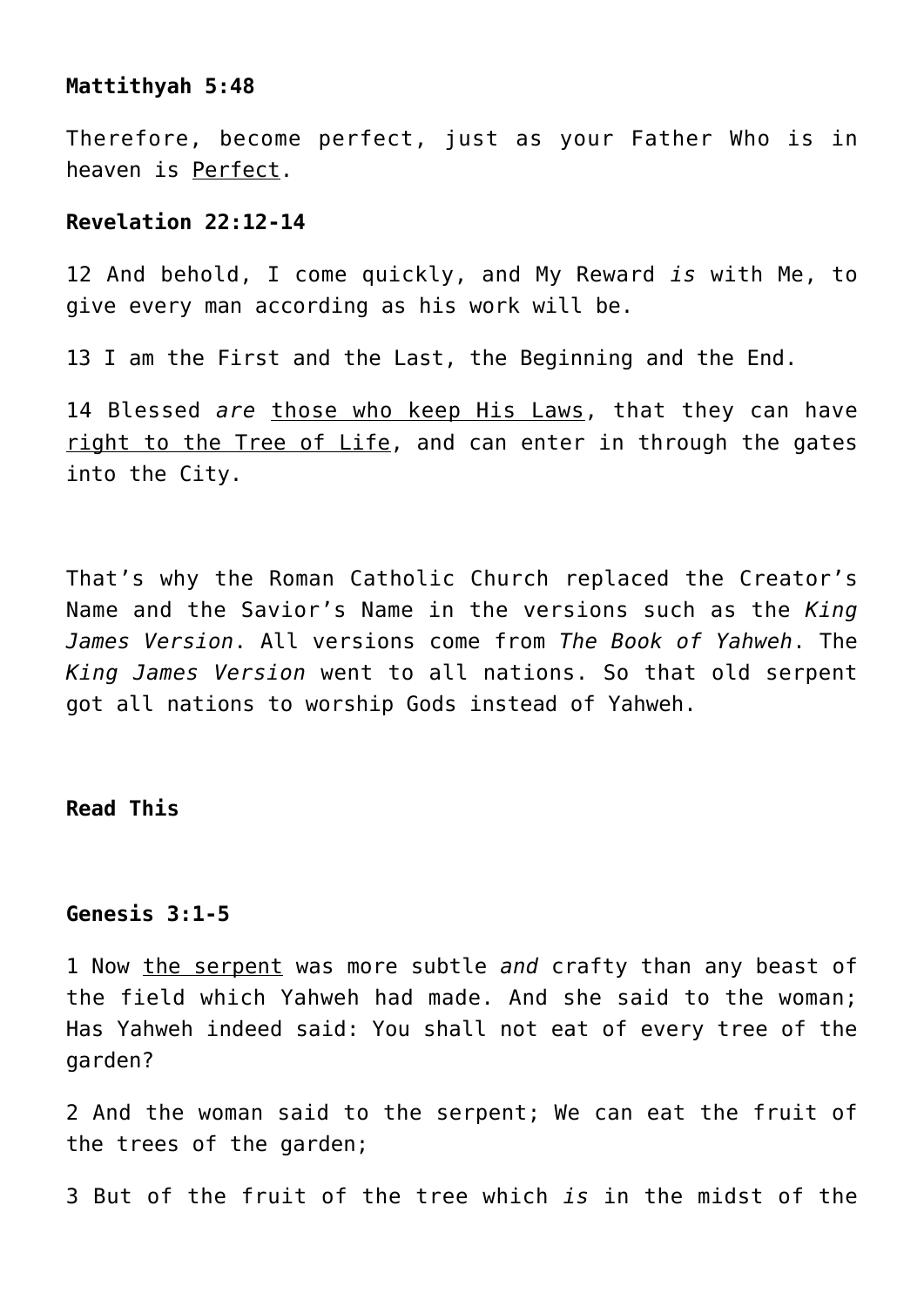**Mattithyah 5:48**

Therefore, become perfect, just as your Father Who is in heaven is <u>Perfect</u>.

**Revelation 22:12-14**

12 And behold, I come quickly, and My Reward *is* with Me, to give every man according as his work will be.

13 I am the First and the Last, the Beginning and the End.

14 Blessed *are* <u>those who keep His Laws</u>, that they can have <u>right to the Tree of Life</u>, and can enter in through the gates into the City.

That's why the Roman Catholic Church replaced the Creator's Name and the Savior's Name in the versions such as the *King James Version*. All versions come from *The Book of Yahweh*. The *King James Version* went to all nations. So that old serpent got all nations to worship Gods instead of Yahweh.

**Read This**

**Genesis 3:1-5**

1 Now <u>the serpent</u> was more subtle *and* crafty than any beast of the field which Yahweh had made. And she said to the woman; Has Yahweh indeed said: You shall not eat of every tree of the garden?

2 And the woman said to the serpent; We can eat the fruit of the trees of the garden;

3 But of the fruit of the tree which *is* in the midst of the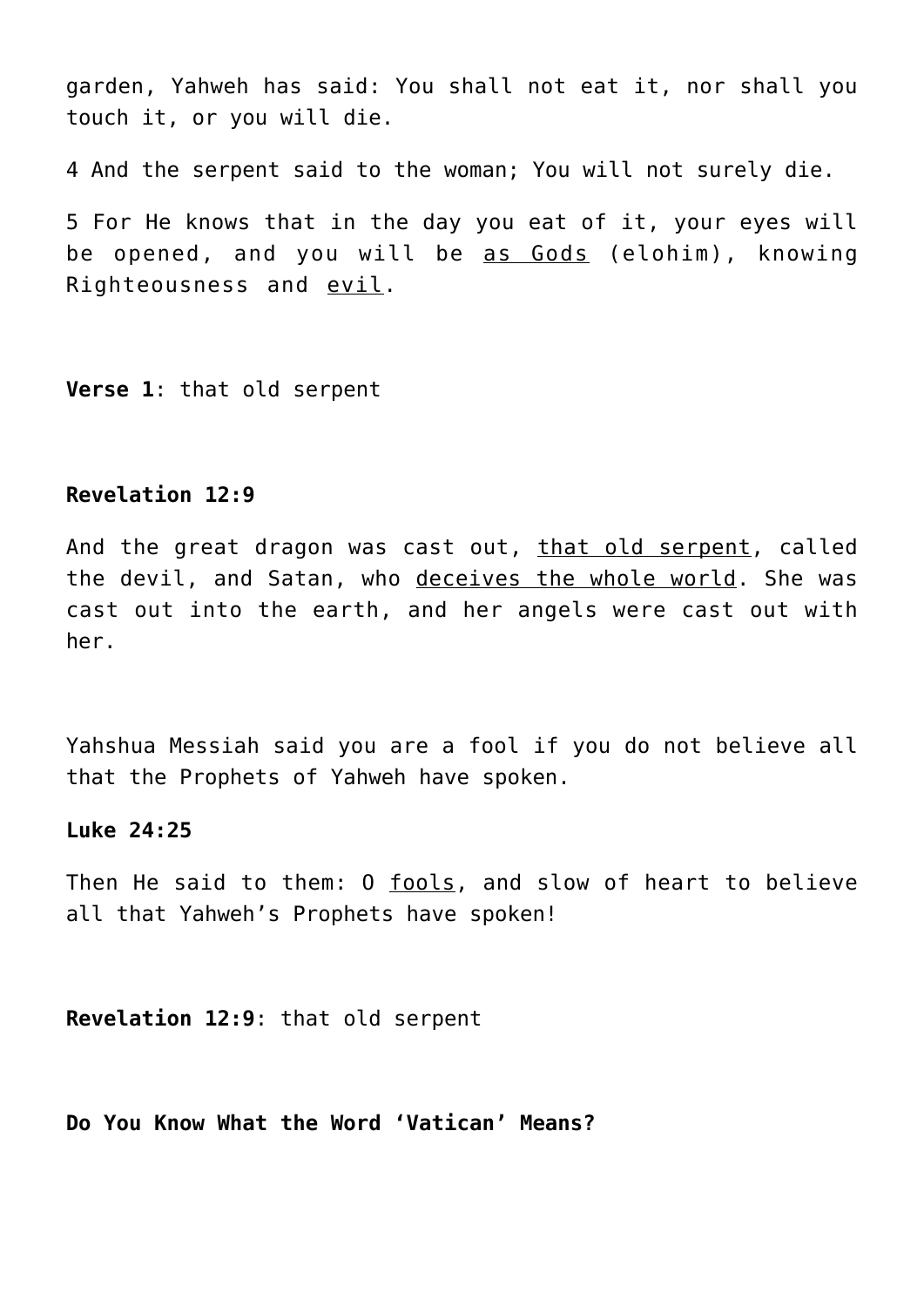garden, Yahweh has said: You shall not eat it, nor shall you touch it, or you will die.

4 And the serpent said to the woman; You will not surely die.

5 For He knows that in the day you eat of it, your eyes will be opened, and you will be <u>as Gods</u> (elohim), knowing Righteousness and <u>evil</u>.

**Verse 1**: that old serpent

**Revelation 12:9**

And the great dragon was cast out, <u>that old serpent</u>, called the devil, and Satan, who <u>deceives the whole world</u>. She was cast out into the earth, and her angels were cast out with her.

Yahshua Messiah said you are a fool if you do not believe all that the Prophets of Yahweh have spoken.

**Luke 24:25**

Then He said to them: O <u>fools</u>, and slow of heart to believe all that Yahweh's Prophets have spoken!

**Revelation 12:9**: that old serpent

**Do You Know What the Word 'Vatican' Means?**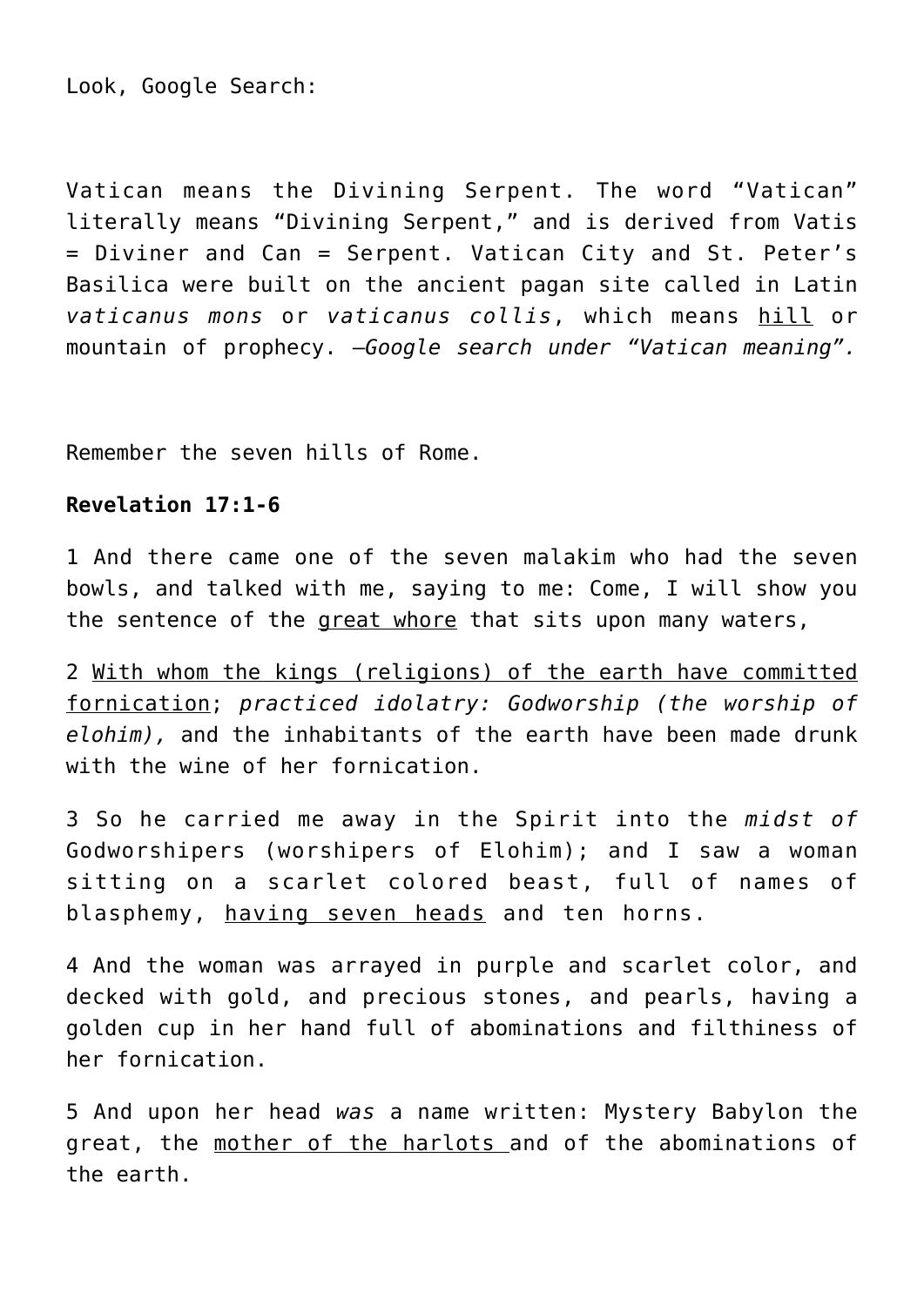Look, Google Search:

Vatican means the Divining Serpent. The word "Vatican" literally means "Divining Serpent," and is derived from Vatis = Diviner and Can = Serpent. Vatican City and St. Peter's Basilica were built on the ancient pagan site called in Latin *vaticanus mons* or *vaticanus collis*, which means <u>hill</u> or mountain of prophecy. *–Google search under "Vatican meaning".*

Remember the seven hills of Rome.

**Revelation 17:1-6**

1 And there came one of the seven malakim who had the seven bowls, and talked with me, saying to me: Come, I will show you the sentence of the <u>great whore</u> that sits upon many waters,

2 <u>With whom the kings (religions) of the earth have committed fornication</u>; *practiced idolatry: Godworship (the worship of elohim),* and the inhabitants of the earth have been made drunk with the wine of her fornication.

3 So he carried me away in the Spirit into the *midst of* Godworshipers (worshipers of Elohim); and I saw a woman sitting on a scarlet colored beast, full of names of blasphemy, <u>having seven heads</u> and ten horns.

4 And the woman was arrayed in purple and scarlet color, and decked with gold, and precious stones, and pearls, having a golden cup in her hand full of abominations and filthiness of her fornication.

5 And upon her head *was* a name written: Mystery Babylon the great, the <u>mother of the harlots</u> and of the abominations of the earth.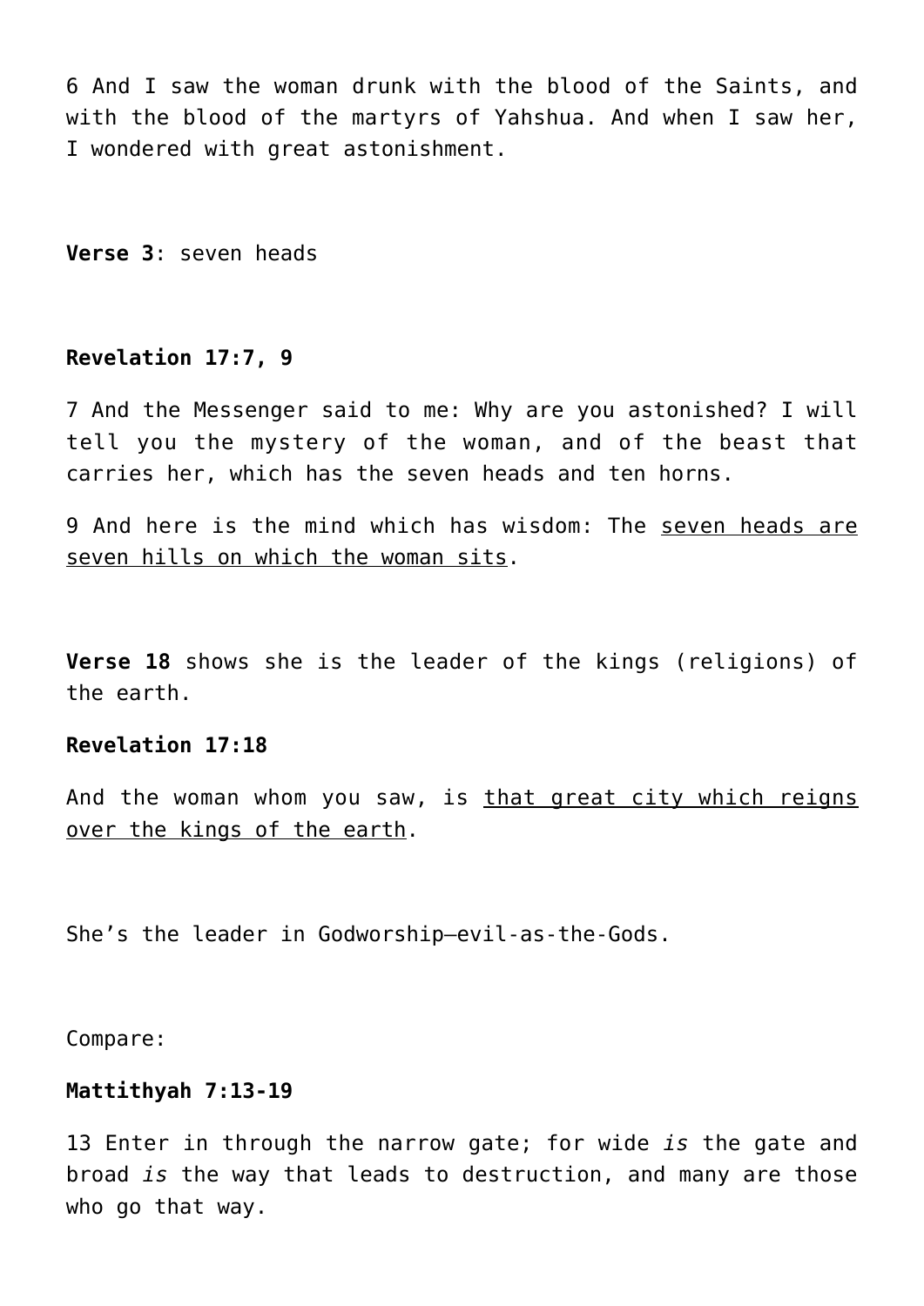6 And I saw the woman drunk with the blood of the Saints, and with the blood of the martyrs of Yahshua. And when I saw her, I wondered with great astonishment.

**Verse 3**: seven heads

**Revelation 17:7, 9**

7 And the Messenger said to me: Why are you astonished? I will tell you the mystery of the woman, and of the beast that carries her, which has the seven heads and ten horns.

9 And here is the mind which has wisdom: The <u>seven heads are seven hills on which the woman sits</u>.

**Verse 18** shows she is the leader of the kings (religions) of the earth.

**Revelation 17:18**

And the woman whom you saw, is <u>that great city which reigns over the kings of the earth</u>.

She's the leader in Godworship—evil-as-the-Gods.

Compare:

**Mattithyah 7:13-19**

13 Enter in through the narrow gate; for wide *is* the gate and broad *is* the way that leads to destruction, and many are those who go that way.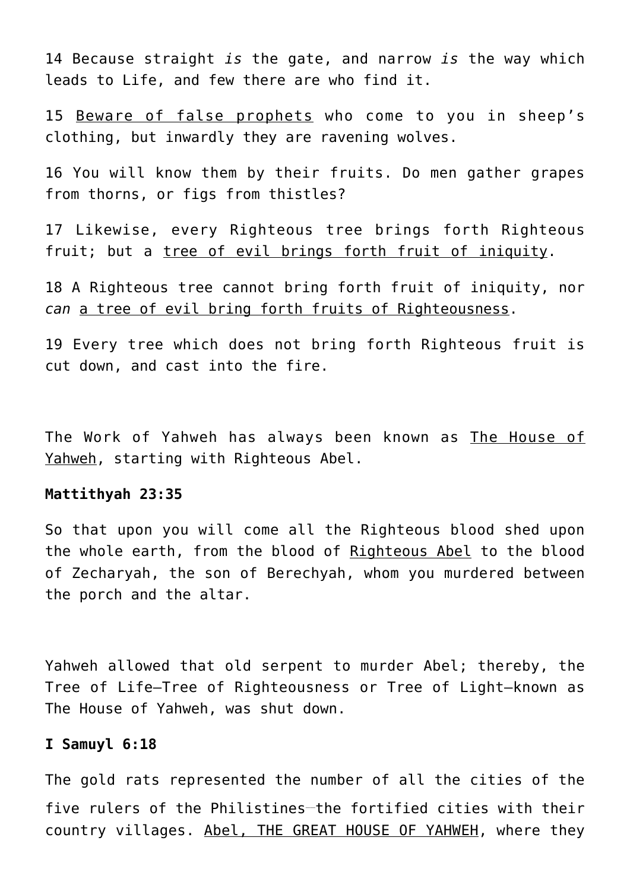14 Because straight *is* the gate, and narrow *is* the way which leads to Life, and few there are who find it.

15 <u>Beware of false prophets</u> who come to you in sheep's clothing, but inwardly they are ravening wolves.

16 You will know them by their fruits. Do men gather grapes from thorns, or figs from thistles?

17 Likewise, every Righteous tree brings forth Righteous fruit; but a <u>tree of evil brings forth fruit of iniquity</u>.

18 A Righteous tree cannot bring forth fruit of iniquity, nor *can* <u>a tree of evil bring forth fruits of Righteousness</u>.

19 Every tree which does not bring forth Righteous fruit is cut down, and cast into the fire.

The Work of Yahweh has always been known as <u>The House of Yahweh</u>, starting with Righteous Abel.

**Mattithyah 23:35**

So that upon you will come all the Righteous blood shed upon the whole earth, from the blood of <u>Righteous Abel</u> to the blood of Zecharyah, the son of Berechyah, whom you murdered between the porch and the altar.

Yahweh allowed that old serpent to murder Abel; thereby, the Tree of Life—Tree of Righteousness or Tree of Light—known as The House of Yahweh, was shut down.

**I Samuyl 6:18**

The gold rats represented the number of all the cities of the five rulers of the Philistines—the fortified cities with their country villages. <u>Abel, THE GREAT HOUSE OF YAHWEH</u>, where they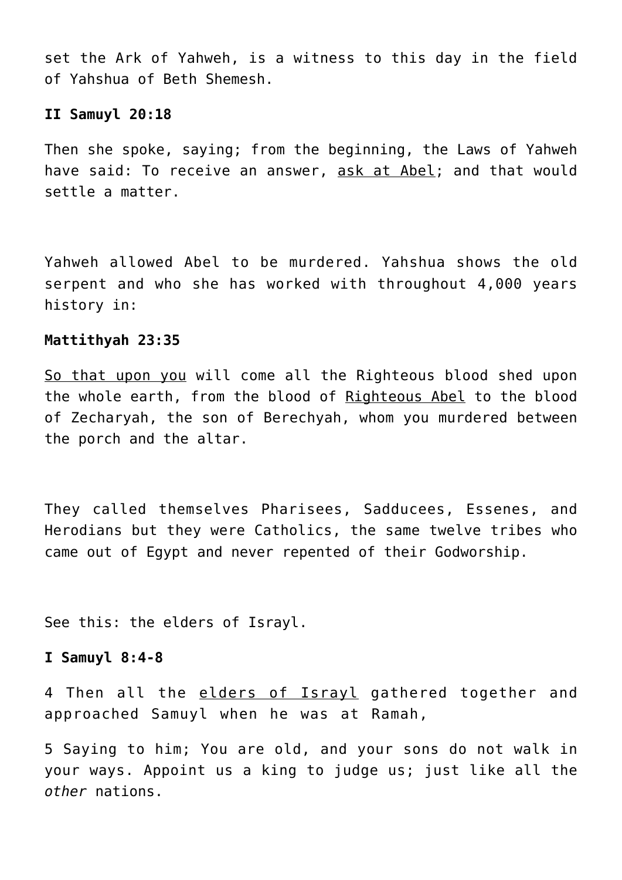set the Ark of Yahweh, is a witness to this day in the field of Yahshua of Beth Shemesh.

**II Samuyl 20:18**

Then she spoke, saying; from the beginning, the Laws of Yahweh have said: To receive an answer, <u>ask at Abel</u>; and that would settle a matter.

Yahweh allowed Abel to be murdered. Yahshua shows the old serpent and who she has worked with throughout 4,000 years history in:

**Mattithyah 23:35**

<u>So that upon you</u> will come all the Righteous blood shed upon the whole earth, from the blood of <u>Righteous Abel</u> to the blood of Zecharyah, the son of Berechyah, whom you murdered between the porch and the altar.

They called themselves Pharisees, Sadducees, Essenes, and Herodians but they were Catholics, the same twelve tribes who came out of Egypt and never repented of their Godworship.

See this: the elders of Israyl.

**I Samuyl 8:4-8**

4 Then all the <u>elders of Israyl</u> gathered together and approached Samuyl when he was at Ramah,

5 Saying to him; You are old, and your sons do not walk in your ways. Appoint us a king to judge us; just like all the *other* nations.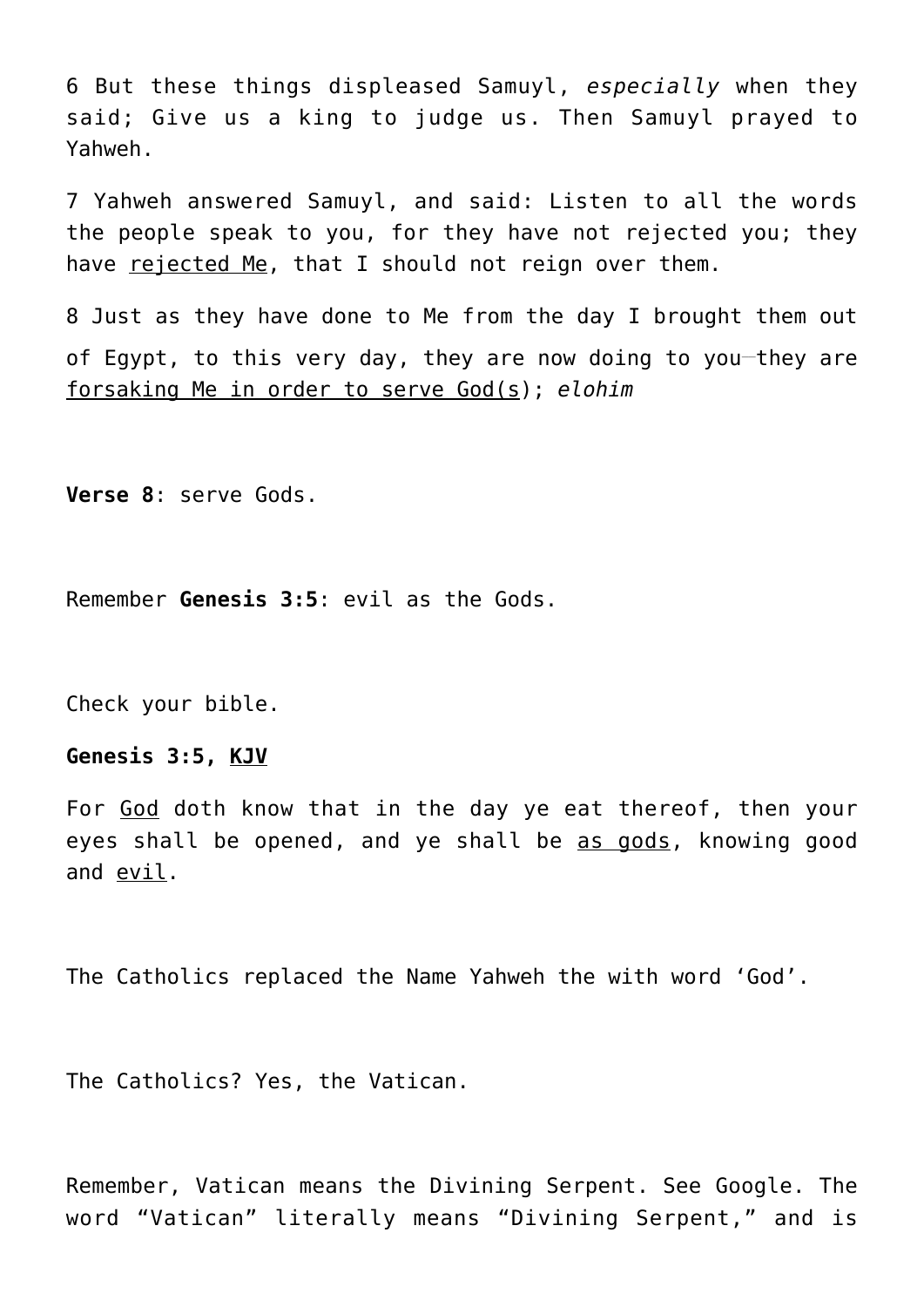6 But these things displeased Samuyl, *especially* when they said; Give us a king to judge us. Then Samuyl prayed to Yahweh.

7 Yahweh answered Samuyl, and said: Listen to all the words the people speak to you, for they have not rejected you; they have rejected Me, that I should not reign over them.

8 Just as they have done to Me from the day I brought them out of Egypt, to this very day, they are now doing to you—they are forsaking Me in order to serve God(s); *elohim*

**Verse 8**: serve Gods.

Remember **Genesis 3:5**: evil as the Gods.

Check your bible.

**Genesis 3:5, KJV**

For God doth know that in the day ye eat thereof, then your eyes shall be opened, and ye shall be as gods, knowing good and evil.

The Catholics replaced the Name Yahweh the with word 'God'.

The Catholics? Yes, the Vatican.

Remember, Vatican means the Divining Serpent. See Google. The word "Vatican" literally means "Divining Serpent," and is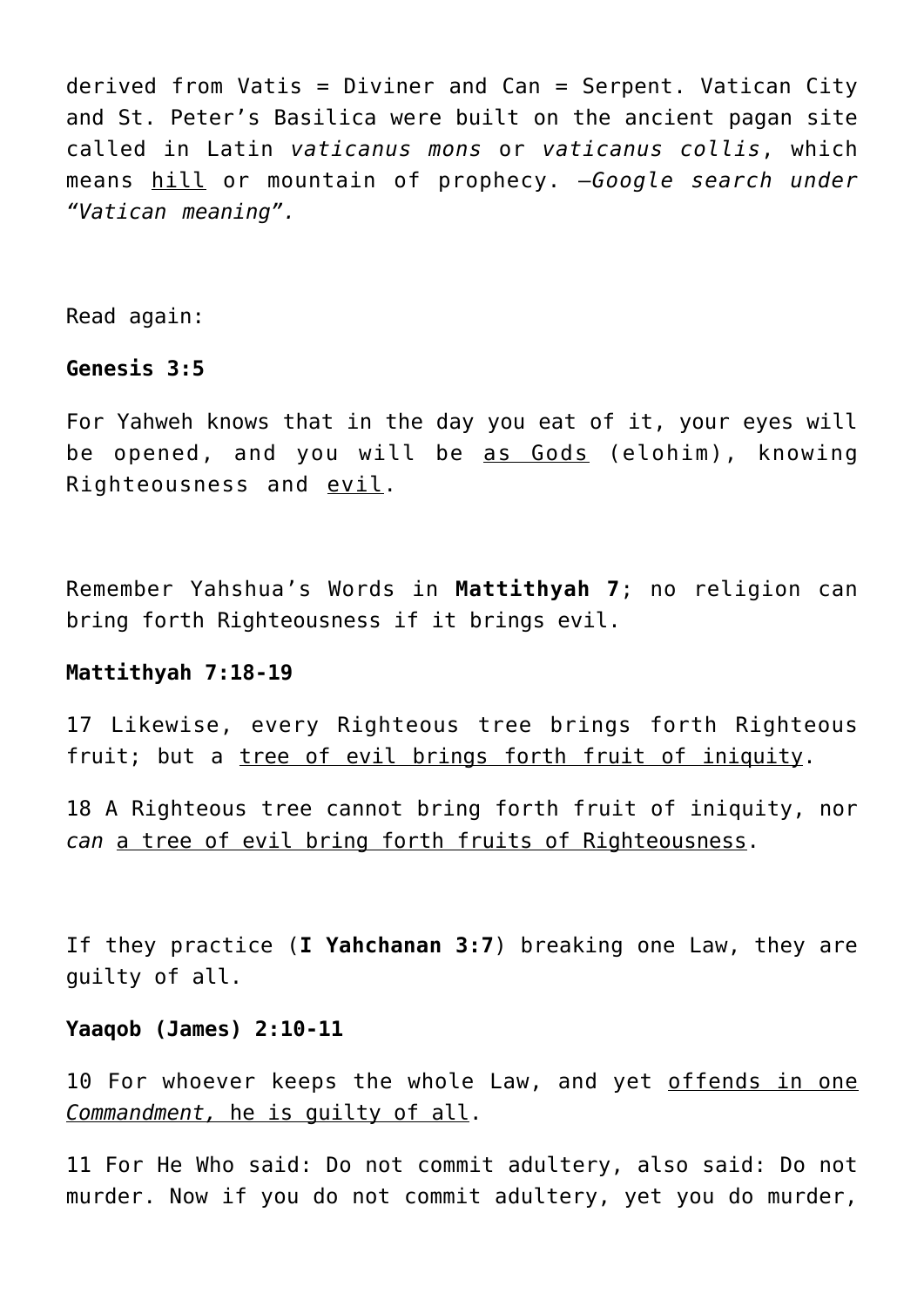derived from Vatis = Diviner and Can = Serpent. Vatican City and St. Peter's Basilica were built on the ancient pagan site called in Latin *vaticanus mons* or *vaticanus collis*, which means hill or mountain of prophecy. –*Google search under "Vatican meaning".*

Read again:

**Genesis 3:5**

For Yahweh knows that in the day you eat of it, your eyes will be opened, and you will be as Gods (elohim), knowing Righteousness and evil.

Remember Yahshua's Words in **Mattithyah 7**; no religion can bring forth Righteousness if it brings evil.

**Mattithyah 7:18-19**

17 Likewise, every Righteous tree brings forth Righteous fruit; but a tree of evil brings forth fruit of iniquity.

18 A Righteous tree cannot bring forth fruit of iniquity, nor *can* a tree of evil bring forth fruits of Righteousness.

If they practice (**I Yahchanan 3:7**) breaking one Law, they are guilty of all.

**Yaaqob (James) 2:10-11**

10 For whoever keeps the whole Law, and yet offends in one *Commandment,* he is guilty of all.

11 For He Who said: Do not commit adultery, also said: Do not murder. Now if you do not commit adultery, yet you do murder,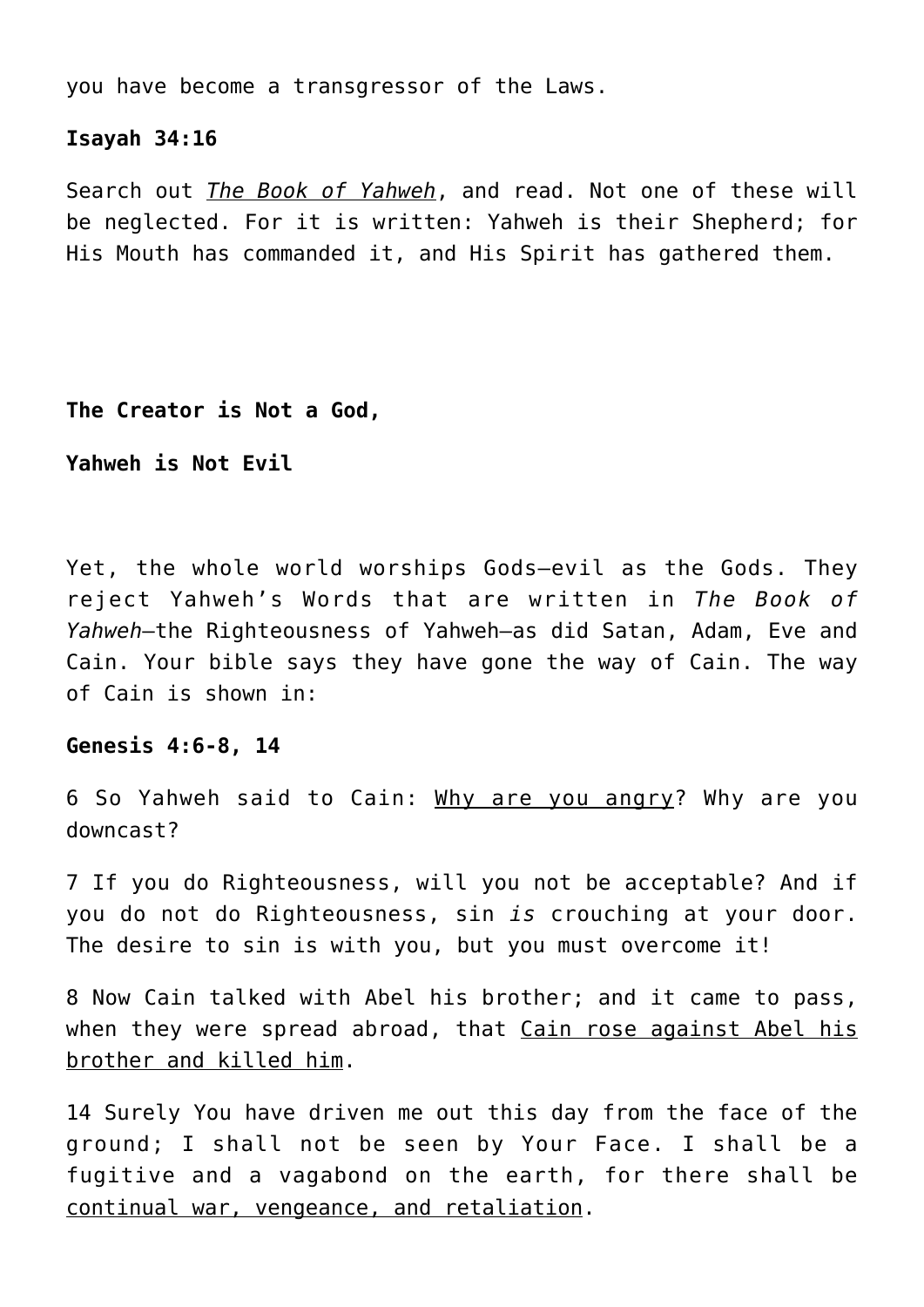you have become a transgressor of the Laws.

**Isayah 34:16**

Search out <u>*The Book of Yahweh*</u>, and read. Not one of these will be neglected. For it is written: Yahweh is their Shepherd; for His Mouth has commanded it, and His Spirit has gathered them.

**The Creator is Not a God,**

**Yahweh is Not Evil**

Yet, the whole world worships Gods—evil as the Gods. They reject Yahweh's Words that are written in *The Book of Yahweh*—the Righteousness of Yahweh—as did Satan, Adam, Eve and Cain. Your bible says they have gone the way of Cain. The way of Cain is shown in:

**Genesis 4:6-8, 14**

6 So Yahweh said to Cain: <u>Why are you angry</u>? Why are you downcast?

7 If you do Righteousness, will you not be acceptable? And if you do not do Righteousness, sin *is* crouching at your door. The desire to sin is with you, but you must overcome it!

8 Now Cain talked with Abel his brother; and it came to pass, when they were spread abroad, that <u>Cain rose against Abel his brother and killed him</u>.

14 Surely You have driven me out this day from the face of the ground; I shall not be seen by Your Face. I shall be a fugitive and a vagabond on the earth, for there shall be <u>continual war, vengeance, and retaliation</u>.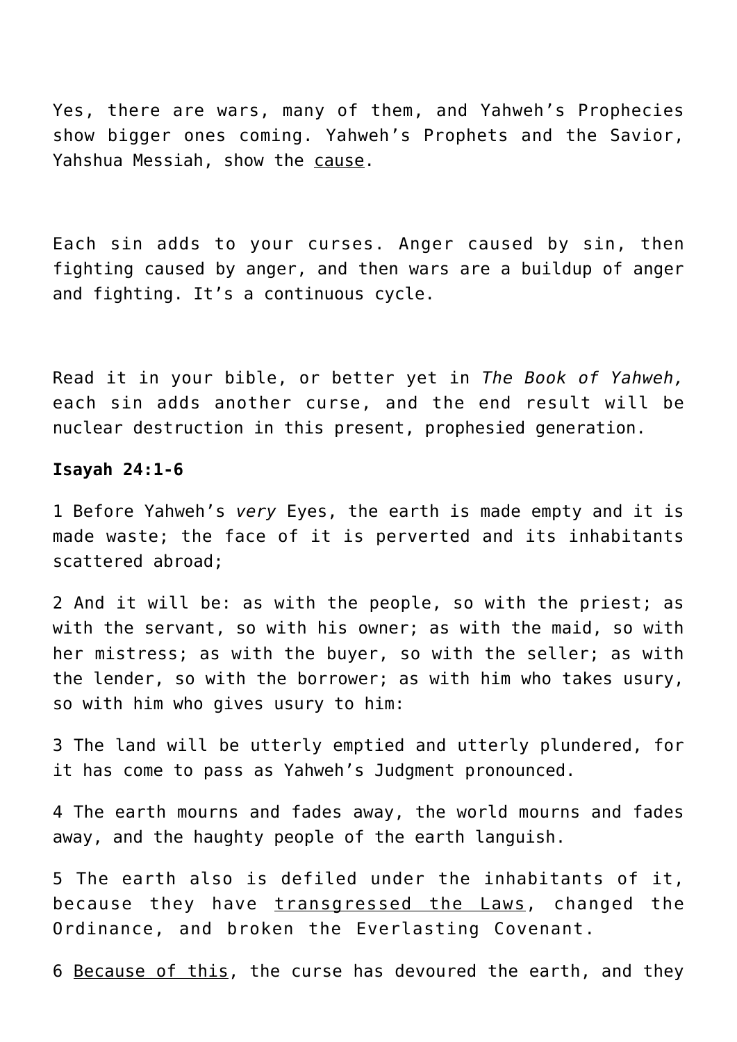Yes, there are wars, many of them, and Yahweh's Prophecies show bigger ones coming. Yahweh's Prophets and the Savior, Yahshua Messiah, show the <u>cause</u>.

Each sin adds to your curses. Anger caused by sin, then fighting caused by anger, and then wars are a buildup of anger and fighting. It's a continuous cycle.

Read it in your bible, or better yet in *The Book of Yahweh,* each sin adds another curse, and the end result will be nuclear destruction in this present, prophesied generation.

**Isayah 24:1-6**

1 Before Yahweh's *very* Eyes, the earth is made empty and it is made waste; the face of it is perverted and its inhabitants scattered abroad;

2 And it will be: as with the people, so with the priest; as with the servant, so with his owner; as with the maid, so with her mistress; as with the buyer, so with the seller; as with the lender, so with the borrower; as with him who takes usury, so with him who gives usury to him:

3 The land will be utterly emptied and utterly plundered, for it has come to pass as Yahweh's Judgment pronounced.

4 The earth mourns and fades away, the world mourns and fades away, and the haughty people of the earth languish.

5 The earth also is defiled under the inhabitants of it, because they have <u>transgressed the Laws</u>, changed the Ordinance, and broken the Everlasting Covenant.

6 <u>Because of this</u>, the curse has devoured the earth, and they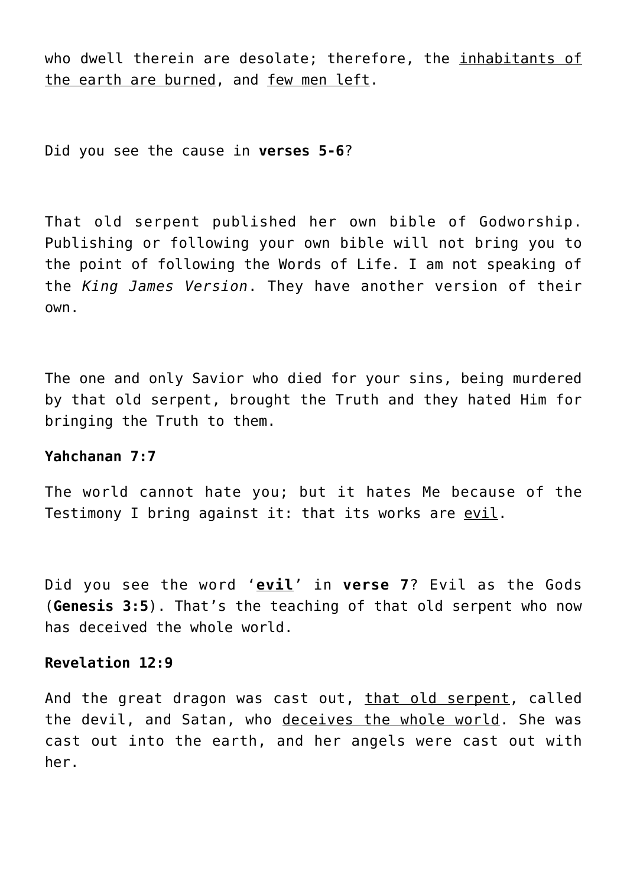who dwell therein are desolate; therefore, the <u>inhabitants of the earth are burned</u>, and <u>few men left</u>.

Did you see the cause in **verses 5-6**?

That old serpent published her own bible of Godworship. Publishing or following your own bible will not bring you to the point of following the Words of Life. I am not speaking of the *King James Version*. They have another version of their own.

The one and only Savior who died for your sins, being murdered by that old serpent, brought the Truth and they hated Him for bringing the Truth to them.

**Yahchanan 7:7**

The world cannot hate you; but it hates Me because of the Testimony I bring against it: that its works are <u>evil</u>.

Did you see the word '**<u>evil</u>**' in **verse 7**? Evil as the Gods (**Genesis 3:5**). That's the teaching of that old serpent who now has deceived the whole world.

**Revelation 12:9**

And the great dragon was cast out, <u>that old serpent</u>, called the devil, and Satan, who <u>deceives the whole world</u>. She was cast out into the earth, and her angels were cast out with her.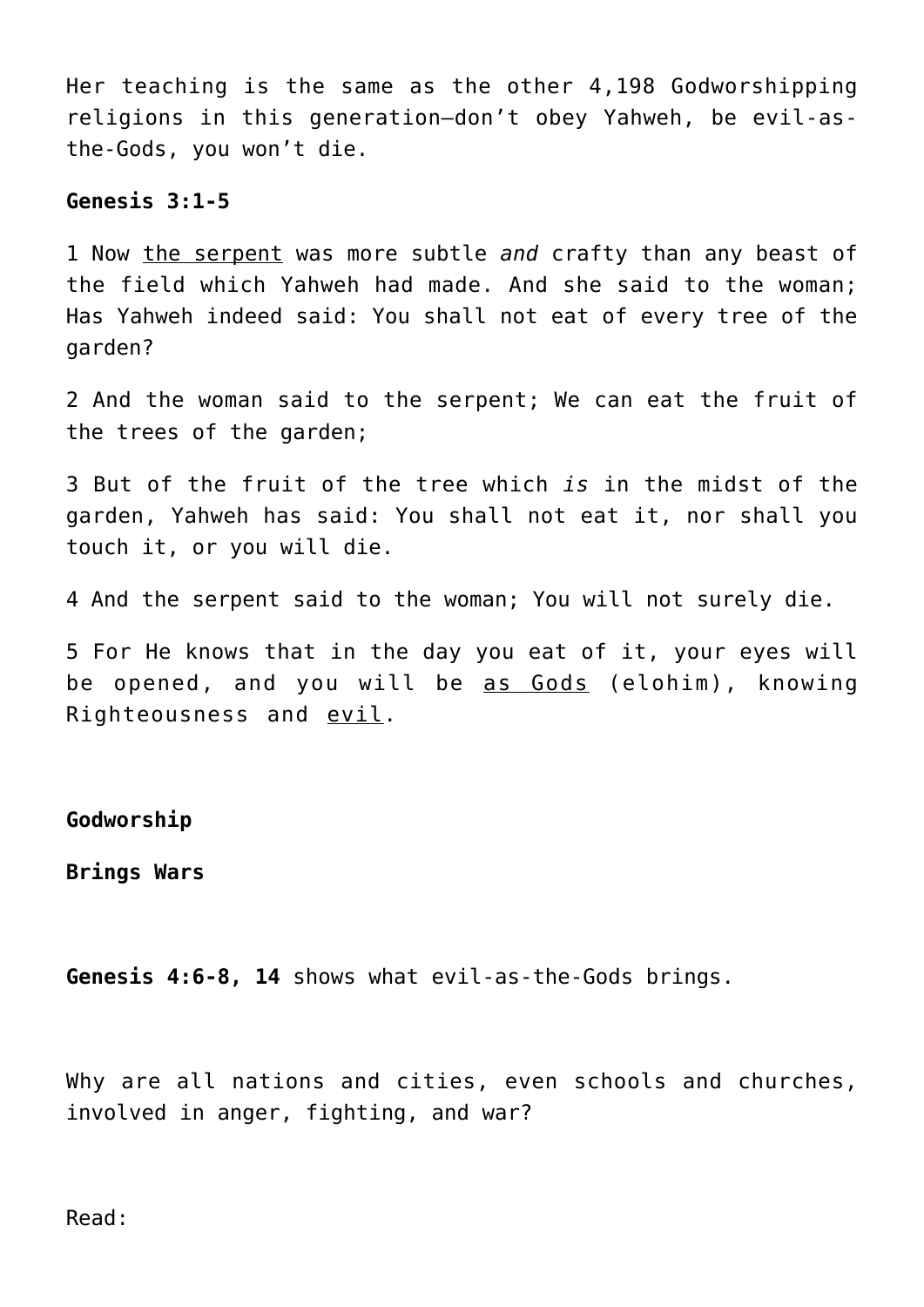Her teaching is the same as the other 4,198 Godworshipping religions in this generation—don't obey Yahweh, be evil-as-the-Gods, you won't die.

**Genesis 3:1-5**

1 Now <u>the serpent</u> was more subtle *and* crafty than any beast of the field which Yahweh had made. And she said to the woman; Has Yahweh indeed said: You shall not eat of every tree of the garden?

2 And the woman said to the serpent; We can eat the fruit of the trees of the garden;

3 But of the fruit of the tree which *is* in the midst of the garden, Yahweh has said: You shall not eat it, nor shall you touch it, or you will die.

4 And the serpent said to the woman; You will not surely die.

5 For He knows that in the day you eat of it, your eyes will be opened, and you will be <u>as Gods</u> (elohim), knowing Righteousness and <u>evil</u>.

**Godworship**

**Brings Wars**

**Genesis 4:6-8, 14** shows what evil-as-the-Gods brings.

Why are all nations and cities, even schools and churches, involved in anger, fighting, and war?

Read: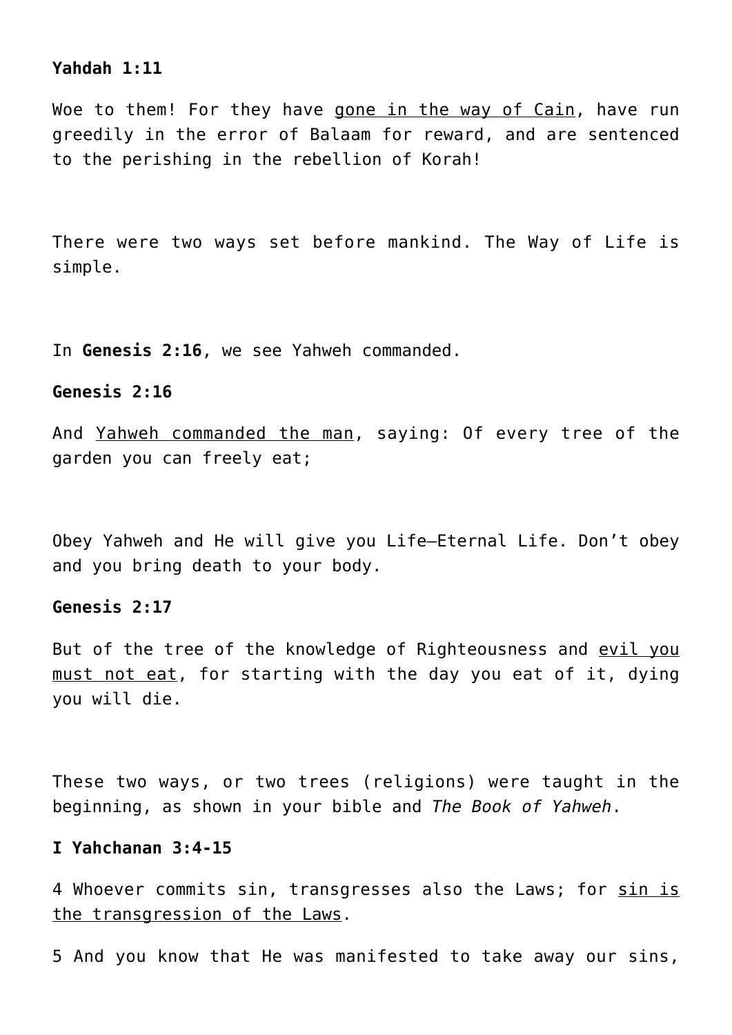**Yahdah 1:11**

Woe to them! For they have <u>gone in the way of Cain</u>, have run greedily in the error of Balaam for reward, and are sentenced to the perishing in the rebellion of Korah!

There were two ways set before mankind. The Way of Life is simple.

In **Genesis 2:16**, we see Yahweh commanded.

**Genesis 2:16**

And <u>Yahweh commanded the man</u>, saying: Of every tree of the garden you can freely eat;

Obey Yahweh and He will give you Life—Eternal Life. Don't obey and you bring death to your body.

**Genesis 2:17**

But of the tree of the knowledge of Righteousness and <u>evil you must not eat</u>, for starting with the day you eat of it, dying you will die.

These two ways, or two trees (religions) were taught in the beginning, as shown in your bible and *The Book of Yahweh*.

**I Yahchanan 3:4-15**

4 Whoever commits sin, transgresses also the Laws; for <u>sin is the transgression of the Laws</u>.

5 And you know that He was manifested to take away our sins,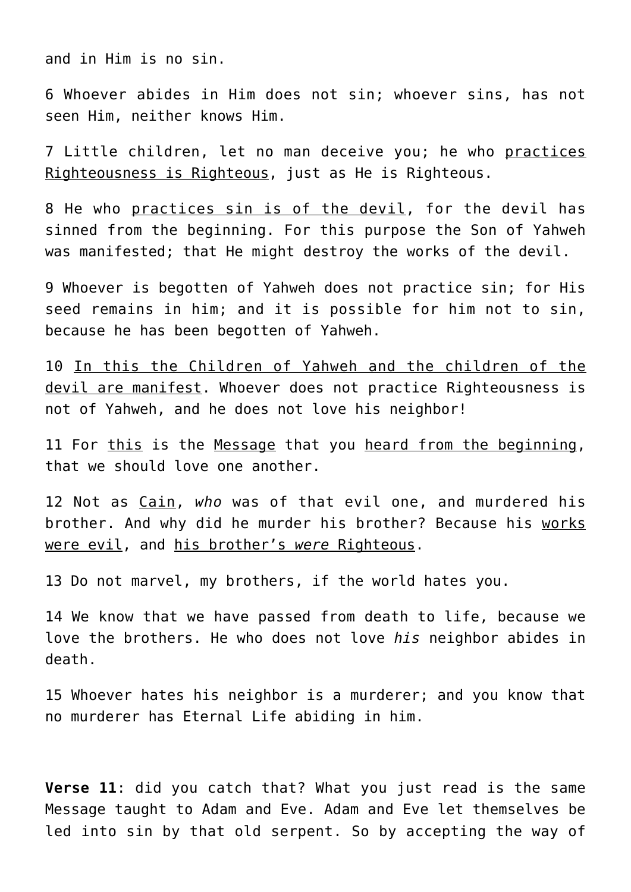and in Him is no sin.

6 Whoever abides in Him does not sin; whoever sins, has not seen Him, neither knows Him.

7 Little children, let no man deceive you; he who <u>practices Righteousness is Righteous</u>, just as He is Righteous.

8 He who <u>practices sin is of the devil</u>, for the devil has sinned from the beginning. For this purpose the Son of Yahweh was manifested; that He might destroy the works of the devil.

9 Whoever is begotten of Yahweh does not practice sin; for His seed remains in him; and it is possible for him not to sin, because he has been begotten of Yahweh.

10 <u>In this the Children of Yahweh and the children of the devil are manifest</u>. Whoever does not practice Righteousness is not of Yahweh, and he does not love his neighbor!

11 For <u>this</u> is the <u>Message</u> that you <u>heard from the beginning</u>, that we should love one another.

12 Not as <u>Cain</u>, *who* was of that evil one, and murdered his brother. And why did he murder his brother? Because his <u>works were evil</u>, and <u>his brother's *were* Righteous</u>.

13 Do not marvel, my brothers, if the world hates you.

14 We know that we have passed from death to life, because we love the brothers. He who does not love *his* neighbor abides in death.

15 Whoever hates his neighbor is a murderer; and you know that no murderer has Eternal Life abiding in him.

**Verse 11**: did you catch that? What you just read is the same Message taught to Adam and Eve. Adam and Eve let themselves be led into sin by that old serpent. So by accepting the way of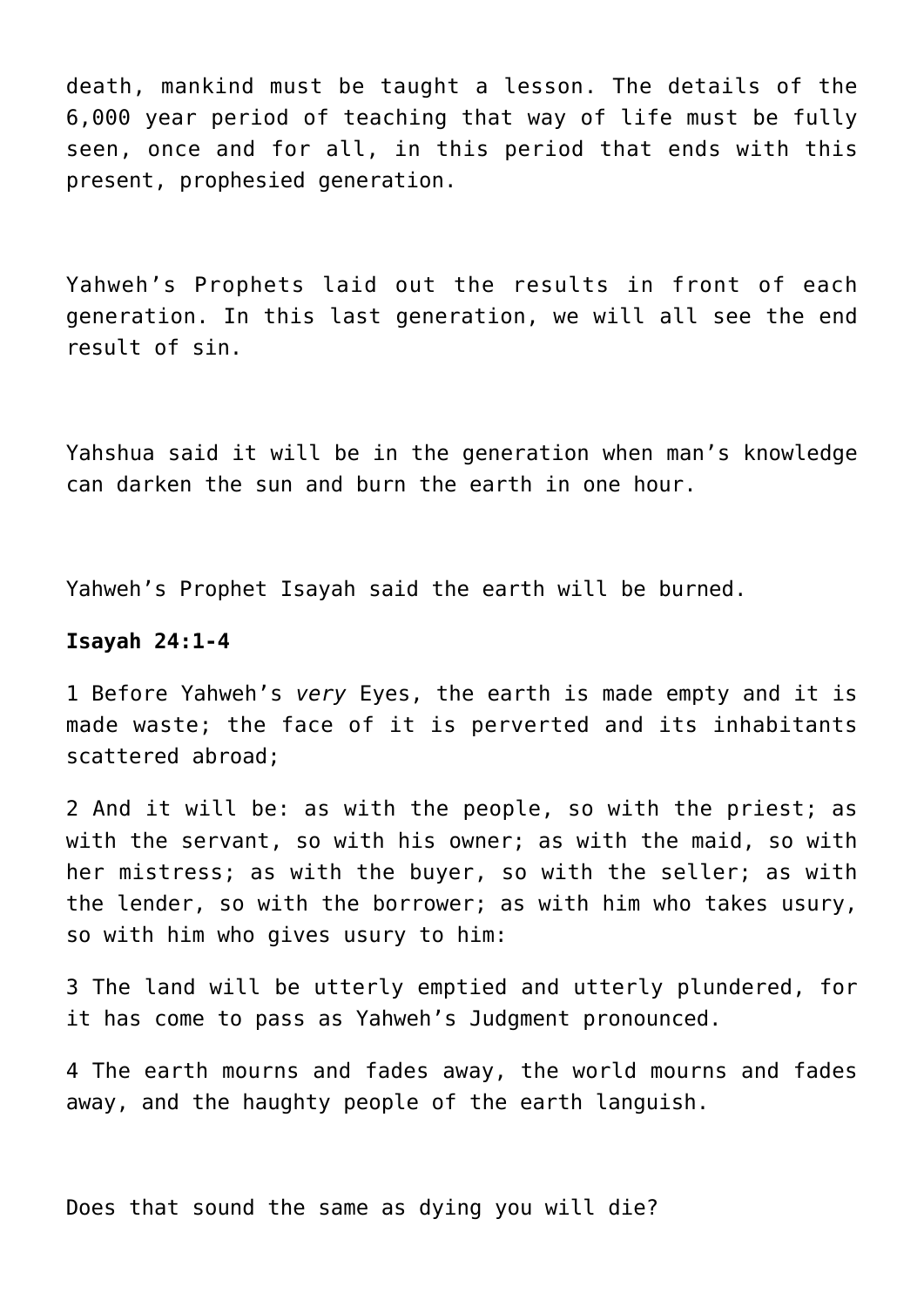death, mankind must be taught a lesson. The details of the 6,000 year period of teaching that way of life must be fully seen, once and for all, in this period that ends with this present, prophesied generation.

Yahweh's Prophets laid out the results in front of each generation. In this last generation, we will all see the end result of sin.

Yahshua said it will be in the generation when man's knowledge can darken the sun and burn the earth in one hour.

Yahweh's Prophet Isayah said the earth will be burned.

**Isayah 24:1-4**

1 Before Yahweh's *very* Eyes, the earth is made empty and it is made waste; the face of it is perverted and its inhabitants scattered abroad;

2 And it will be: as with the people, so with the priest; as with the servant, so with his owner; as with the maid, so with her mistress; as with the buyer, so with the seller; as with the lender, so with the borrower; as with him who takes usury, so with him who gives usury to him:

3 The land will be utterly emptied and utterly plundered, for it has come to pass as Yahweh's Judgment pronounced.

4 The earth mourns and fades away, the world mourns and fades away, and the haughty people of the earth languish.

Does that sound the same as dying you will die?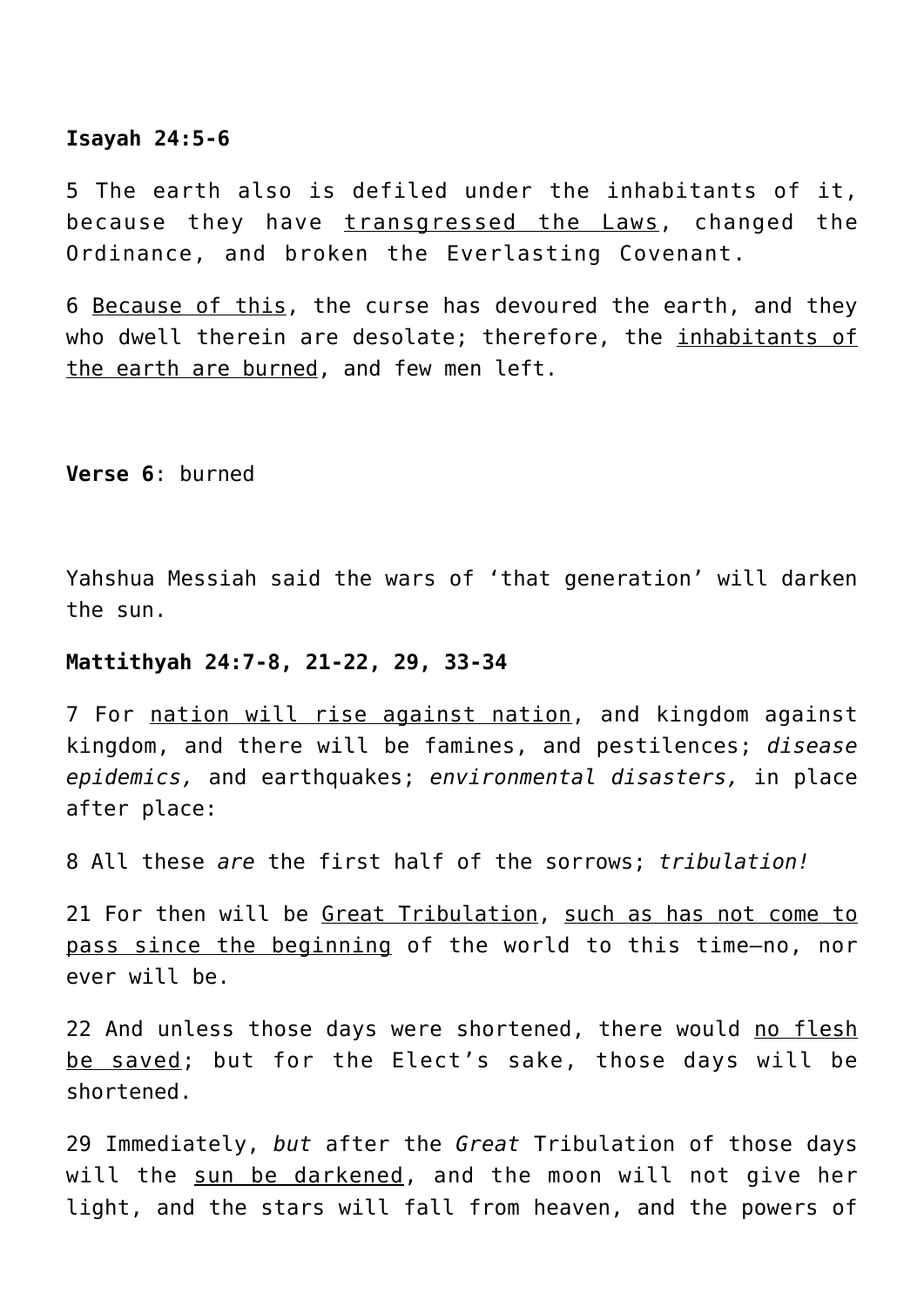**Isayah 24:5-6**

5 The earth also is defiled under the inhabitants of it, because they have <u>transgressed the Laws</u>, changed the Ordinance, and broken the Everlasting Covenant.

6 <u>Because of this</u>, the curse has devoured the earth, and they who dwell therein are desolate; therefore, the <u>inhabitants of the earth are burned</u>, and few men left.

**Verse 6**: burned

Yahshua Messiah said the wars of 'that generation' will darken the sun.

**Mattithyah 24:7-8, 21-22, 29, 33-34**

7 For <u>nation will rise against nation</u>, and kingdom against kingdom, and there will be famines, and pestilences; *disease epidemics,* and earthquakes; *environmental disasters,* in place after place:

8 All these *are* the first half of the sorrows; *tribulation!*

21 For then will be <u>Great Tribulation</u>, <u>such as has not come to pass since the beginning</u> of the world to this time—no, nor ever will be.

22 And unless those days were shortened, there would <u>no flesh be saved</u>; but for the Elect's sake, those days will be shortened.

29 Immediately, *but* after the *Great* Tribulation of those days will the <u>sun be darkened</u>, and the moon will not give her light, and the stars will fall from heaven, and the powers of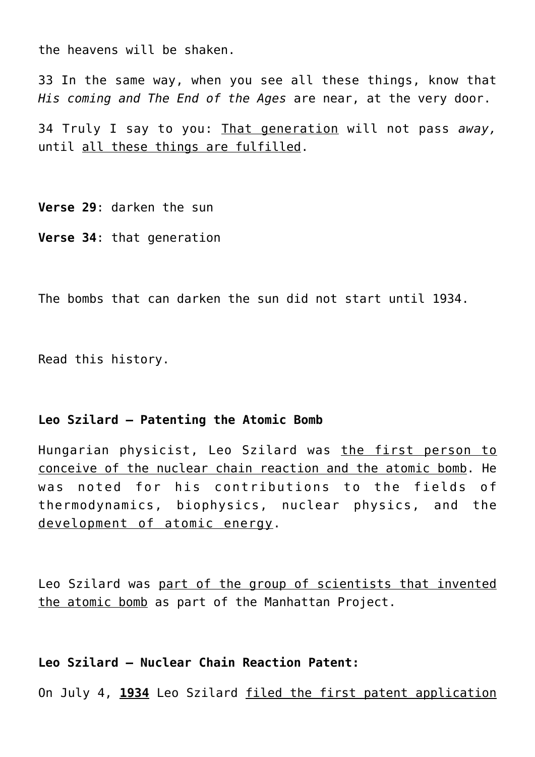the heavens will be shaken.

33 In the same way, when you see all these things, know that *His coming and The End of the Ages* are near, at the very door.

34 Truly I say to you: <u>That generation</u> will not pass *away,* until <u>all these things are fulfilled</u>.

**Verse 29**: darken the sun

**Verse 34**: that generation

The bombs that can darken the sun did not start until 1934.

Read this history.

**Leo Szilard – Patenting the Atomic Bomb**

Hungarian physicist, Leo Szilard was <u>the first person to conceive of the nuclear chain reaction and the atomic bomb</u>. He was noted for his contributions to the fields of thermodynamics, biophysics, nuclear physics, and the <u>development of atomic energy</u>.

Leo Szilard was <u>part of the group of scientists that invented the atomic bomb</u> as part of the Manhattan Project.

**Leo Szilard – Nuclear Chain Reaction Patent:**

On July 4, <u>**1934**</u> Leo Szilard <u>filed the first patent application</u>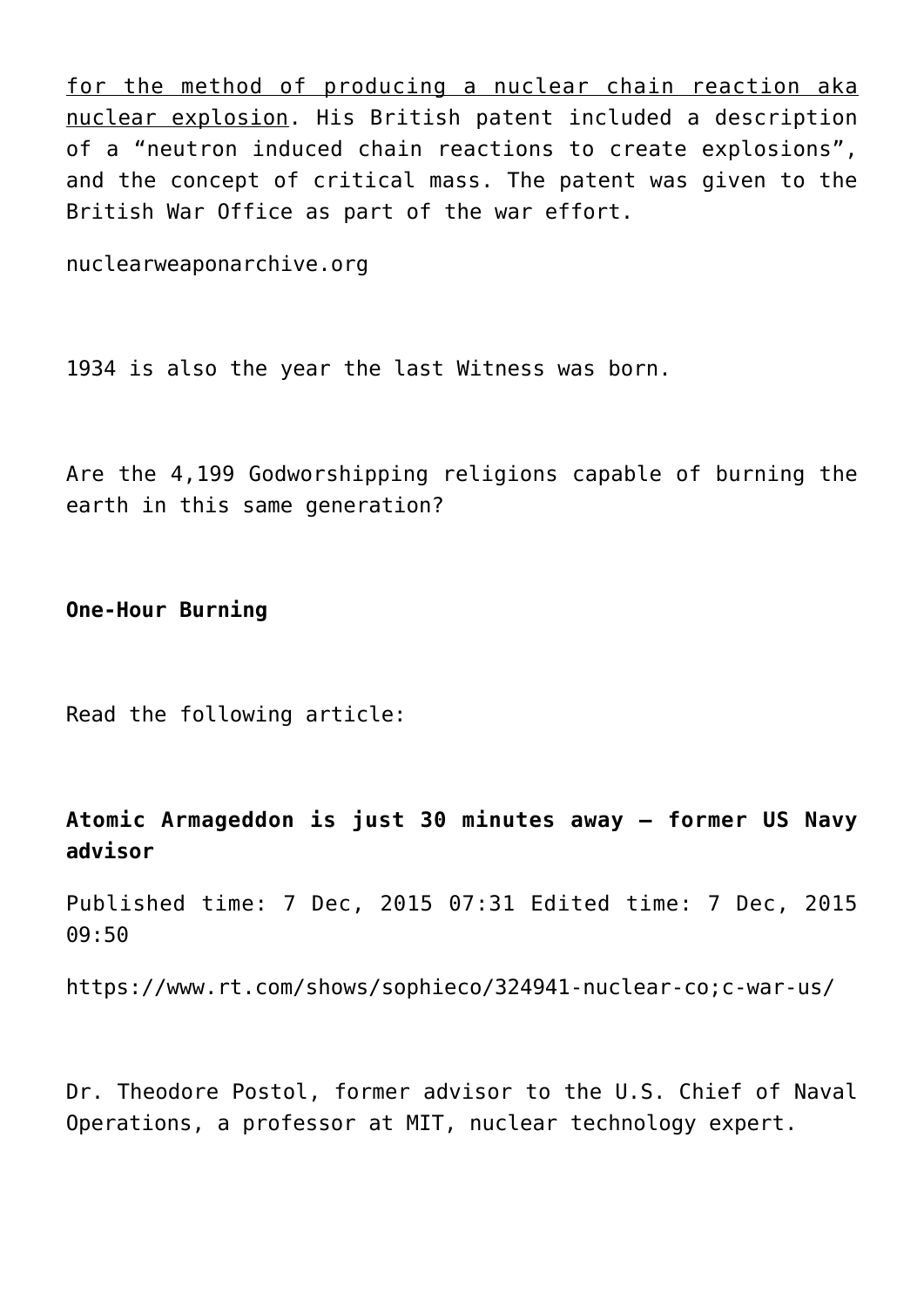for the method of producing a nuclear chain reaction aka nuclear explosion. His British patent included a description of a "neutron induced chain reactions to create explosions", and the concept of critical mass. The patent was given to the British War Office as part of the war effort.

nuclearweaponarchive.org

1934 is also the year the last Witness was born.

Are the 4,199 Godworshipping religions capable of burning the earth in this same generation?

**One-Hour Burning**

Read the following article:

**Atomic Armageddon is just 30 minutes away – former US Navy advisor**

Published time: 7 Dec, 2015 07:31 Edited time: 7 Dec, 2015 09:50

https://www.rt.com/shows/sophieco/324941-nuclear-co;c-war-us/

Dr. Theodore Postol, former advisor to the U.S. Chief of Naval Operations, a professor at MIT, nuclear technology expert.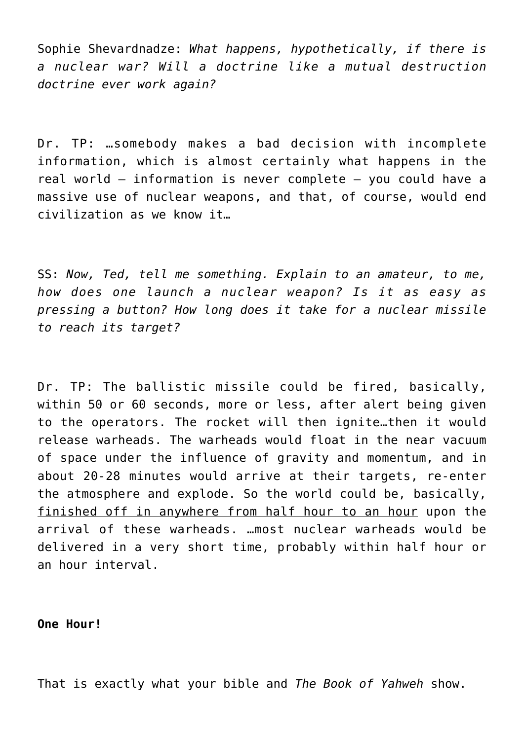Sophie Shevardnadze: *What happens, hypothetically, if there is a nuclear war? Will a doctrine like a mutual destruction doctrine ever work again?*

Dr. TP: …somebody makes a bad decision with incomplete information, which is almost certainly what happens in the real world — information is never complete — you could have a massive use of nuclear weapons, and that, of course, would end civilization as we know it…

SS: *Now, Ted, tell me something. Explain to an amateur, to me, how does one launch a nuclear weapon? Is it as easy as pressing a button? How long does it take for a nuclear missile to reach its target?*

Dr. TP: The ballistic missile could be fired, basically, within 50 or 60 seconds, more or less, after alert being given to the operators. The rocket will then ignite…then it would release warheads. The warheads would float in the near vacuum of space under the influence of gravity and momentum, and in about 20-28 minutes would arrive at their targets, re-enter the atmosphere and explode. <u>So the world could be, basically, finished off in anywhere from half hour to an hour</u> upon the arrival of these warheads. …most nuclear warheads would be delivered in a very short time, probably within half hour or an hour interval.

**One Hour!**

That is exactly what your bible and *The Book of Yahweh* show.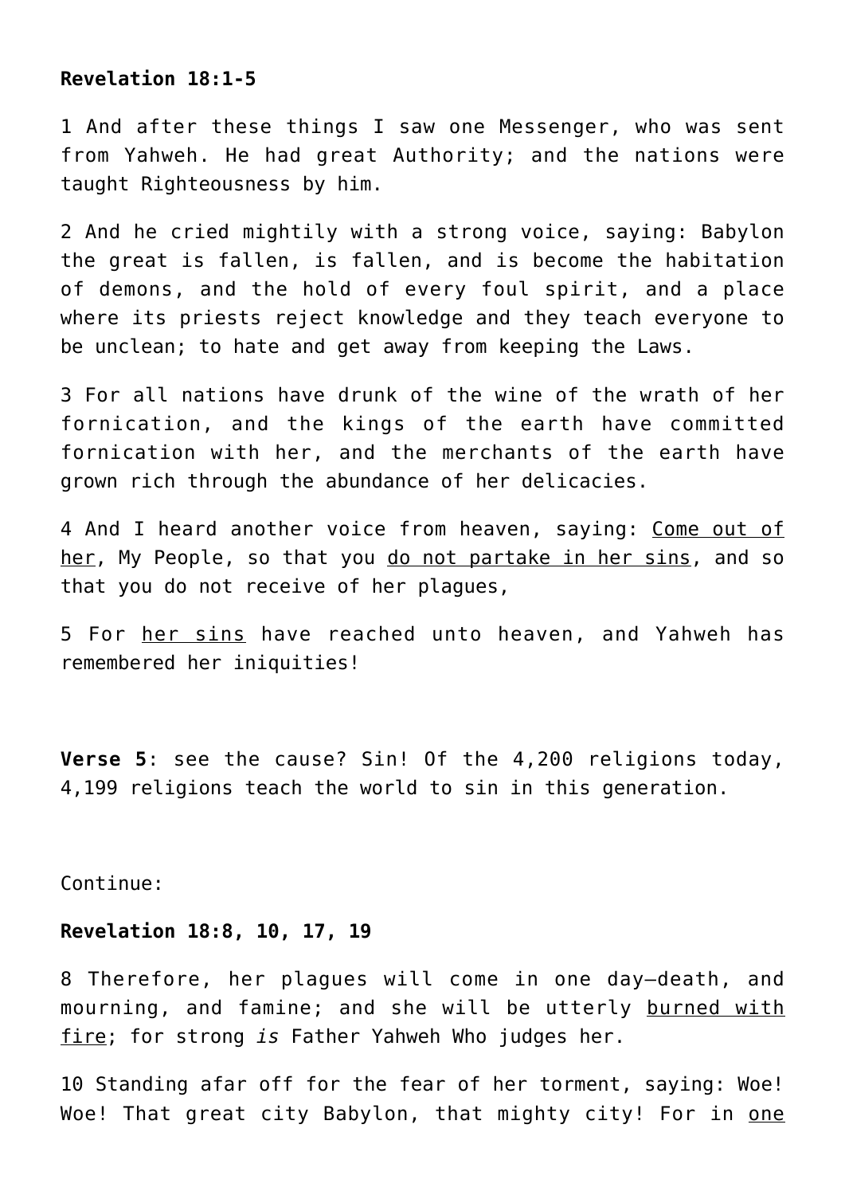**Revelation 18:1-5**

1 And after these things I saw one Messenger, who was sent from Yahweh. He had great Authority; and the nations were taught Righteousness by him.

2 And he cried mightily with a strong voice, saying: Babylon the great is fallen, is fallen, and is become the habitation of demons, and the hold of every foul spirit, and a place where its priests reject knowledge and they teach everyone to be unclean; to hate and get away from keeping the Laws.

3 For all nations have drunk of the wine of the wrath of her fornication, and the kings of the earth have committed fornication with her, and the merchants of the earth have grown rich through the abundance of her delicacies.

4 And I heard another voice from heaven, saying: <u>Come out of her</u>, My People, so that you <u>do not partake in her sins</u>, and so that you do not receive of her plagues,

5 For <u>her sins</u> have reached unto heaven, and Yahweh has remembered her iniquities!

**Verse 5**: see the cause? Sin! Of the 4,200 religions today, 4,199 religions teach the world to sin in this generation.

Continue:

**Revelation 18:8, 10, 17, 19**

8 Therefore, her plagues will come in one day—death, and mourning, and famine; and she will be utterly <u>burned with fire</u>; for strong *is* Father Yahweh Who judges her.

10 Standing afar off for the fear of her torment, saying: Woe! Woe! That great city Babylon, that mighty city! For in <u>one</u>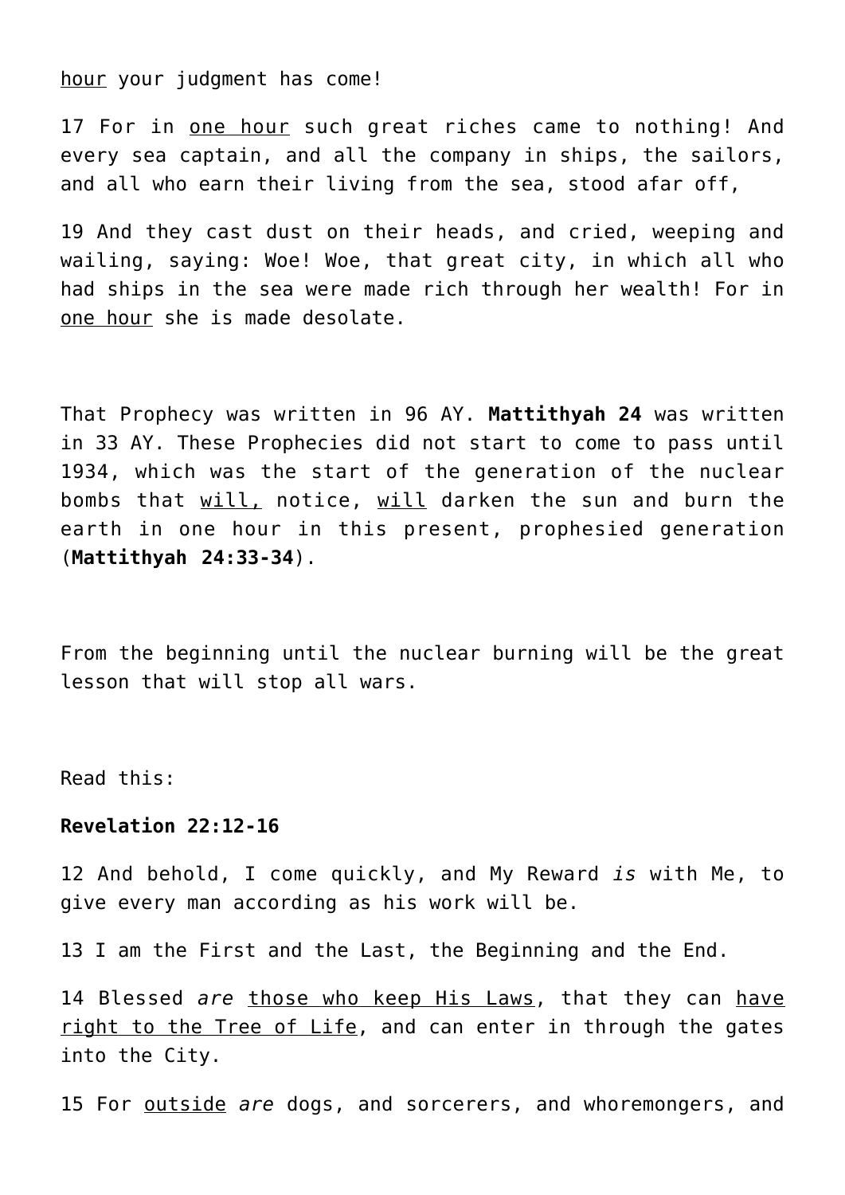<u>hour</u> your judgment has come!

17 For in <u>one hour</u> such great riches came to nothing! And every sea captain, and all the company in ships, the sailors, and all who earn their living from the sea, stood afar off,

19 And they cast dust on their heads, and cried, weeping and wailing, saying: Woe! Woe, that great city, in which all who had ships in the sea were made rich through her wealth! For in <u>one hour</u> she is made desolate.

That Prophecy was written in 96 AY. **Mattithyah 24** was written in 33 AY. These Prophecies did not start to come to pass until 1934, which was the start of the generation of the nuclear bombs that <u>will,</u> notice, <u>will</u> darken the sun and burn the earth in one hour in this present, prophesied generation (**Mattithyah 24:33-34**).

From the beginning until the nuclear burning will be the great lesson that will stop all wars.

Read this:

**Revelation 22:12-16**

12 And behold, I come quickly, and My Reward *is* with Me, to give every man according as his work will be.

13 I am the First and the Last, the Beginning and the End.

14 Blessed *are* <u>those who keep His Laws</u>, that they can <u>have right to the Tree of Life</u>, and can enter in through the gates into the City.

15 For <u>outside</u> *are* dogs, and sorcerers, and whoremongers, and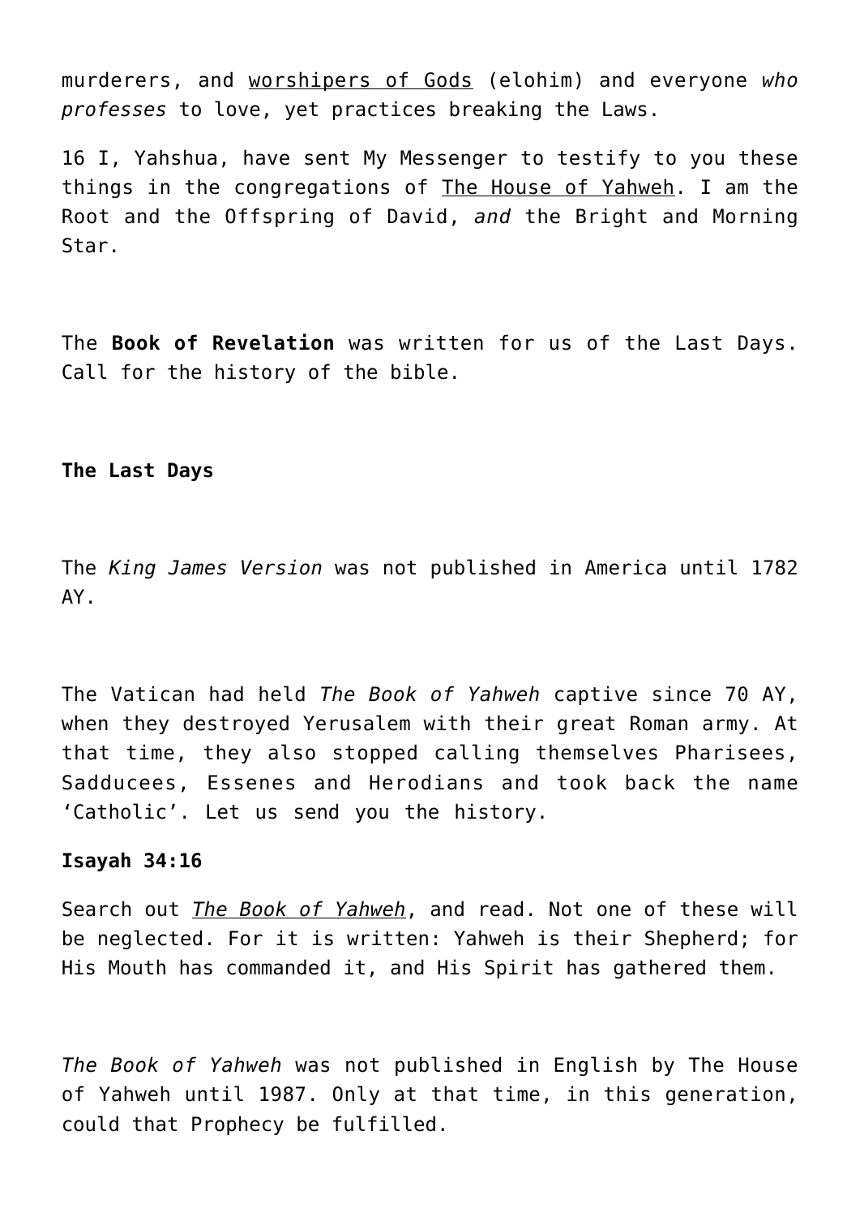murderers, and worshipers of Gods (elohim) and everyone *who professes* to love, yet practices breaking the Laws.

16 I, Yahshua, have sent My Messenger to testify to you these things in the congregations of The House of Yahweh. I am the Root and the Offspring of David, *and* the Bright and Morning Star.

The **Book of Revelation** was written for us of the Last Days. Call for the history of the bible.

**The Last Days**

The *King James Version* was not published in America until 1782 AY.

The Vatican had held *The Book of Yahweh* captive since 70 AY, when they destroyed Yerusalem with their great Roman army. At that time, they also stopped calling themselves Pharisees, Sadducees, Essenes and Herodians and took back the name 'Catholic'. Let us send you the history.

**Isayah 34:16**

Search out *The Book of Yahweh*, and read. Not one of these will be neglected. For it is written: Yahweh is their Shepherd; for His Mouth has commanded it, and His Spirit has gathered them.

*The Book of Yahweh* was not published in English by The House of Yahweh until 1987. Only at that time, in this generation, could that Prophecy be fulfilled.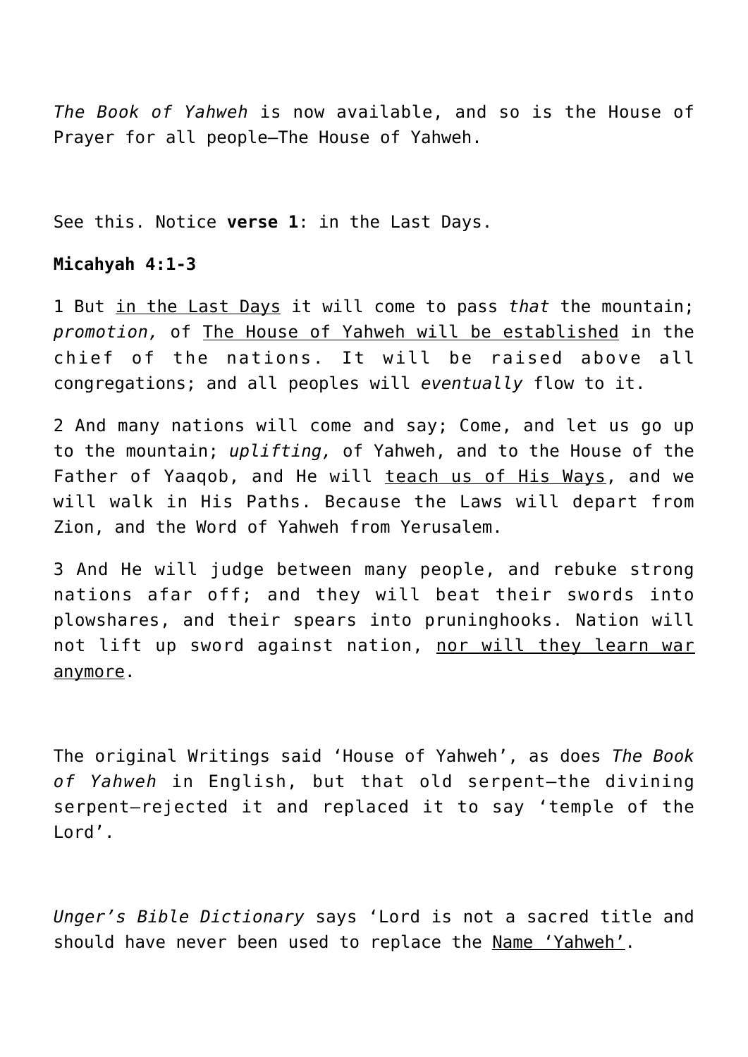*The Book of Yahweh* is now available, and so is the House of Prayer for all people—The House of Yahweh.

See this. Notice **verse 1**: in the Last Days.

**Micahyah 4:1-3**

1 But in the Last Days it will come to pass *that* the mountain; *promotion,* of The House of Yahweh will be established in the chief of the nations. It will be raised above all congregations; and all peoples will *eventually* flow to it.

2 And many nations will come and say; Come, and let us go up to the mountain; *uplifting,* of Yahweh, and to the House of the Father of Yaaqob, and He will teach us of His Ways, and we will walk in His Paths. Because the Laws will depart from Zion, and the Word of Yahweh from Yerusalem.

3 And He will judge between many people, and rebuke strong nations afar off; and they will beat their swords into plowshares, and their spears into pruninghooks. Nation will not lift up sword against nation, nor will they learn war anymore.

The original Writings said 'House of Yahweh', as does *The Book of Yahweh* in English, but that old serpent—the divining serpent—rejected it and replaced it to say 'temple of the Lord'.

*Unger's Bible Dictionary* says 'Lord is not a sacred title and should have never been used to replace the Name 'Yahweh'.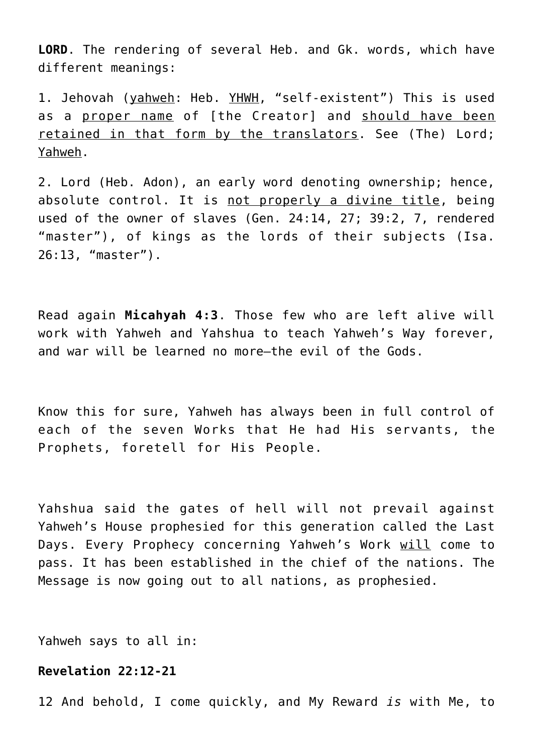**LORD**. The rendering of several Heb. and Gk. words, which have different meanings:

1. Jehovah (yahweh: Heb. YHWH, "self-existent") This is used as a proper name of [the Creator] and should have been retained in that form by the translators. See (The) Lord; Yahweh.

2. Lord (Heb. Adon), an early word denoting ownership; hence, absolute control. It is not properly a divine title, being used of the owner of slaves (Gen. 24:14, 27; 39:2, 7, rendered "master"), of kings as the lords of their subjects (Isa. 26:13, "master").

Read again **Micahyah 4:3**. Those few who are left alive will work with Yahweh and Yahshua to teach Yahweh's Way forever, and war will be learned no more—the evil of the Gods.

Know this for sure, Yahweh has always been in full control of each of the seven Works that He had His servants, the Prophets, foretell for His People.

Yahshua said the gates of hell will not prevail against Yahweh's House prophesied for this generation called the Last Days. Every Prophecy concerning Yahweh's Work will come to pass. It has been established in the chief of the nations. The Message is now going out to all nations, as prophesied.

Yahweh says to all in:

**Revelation 22:12-21**

12 And behold, I come quickly, and My Reward *is* with Me, to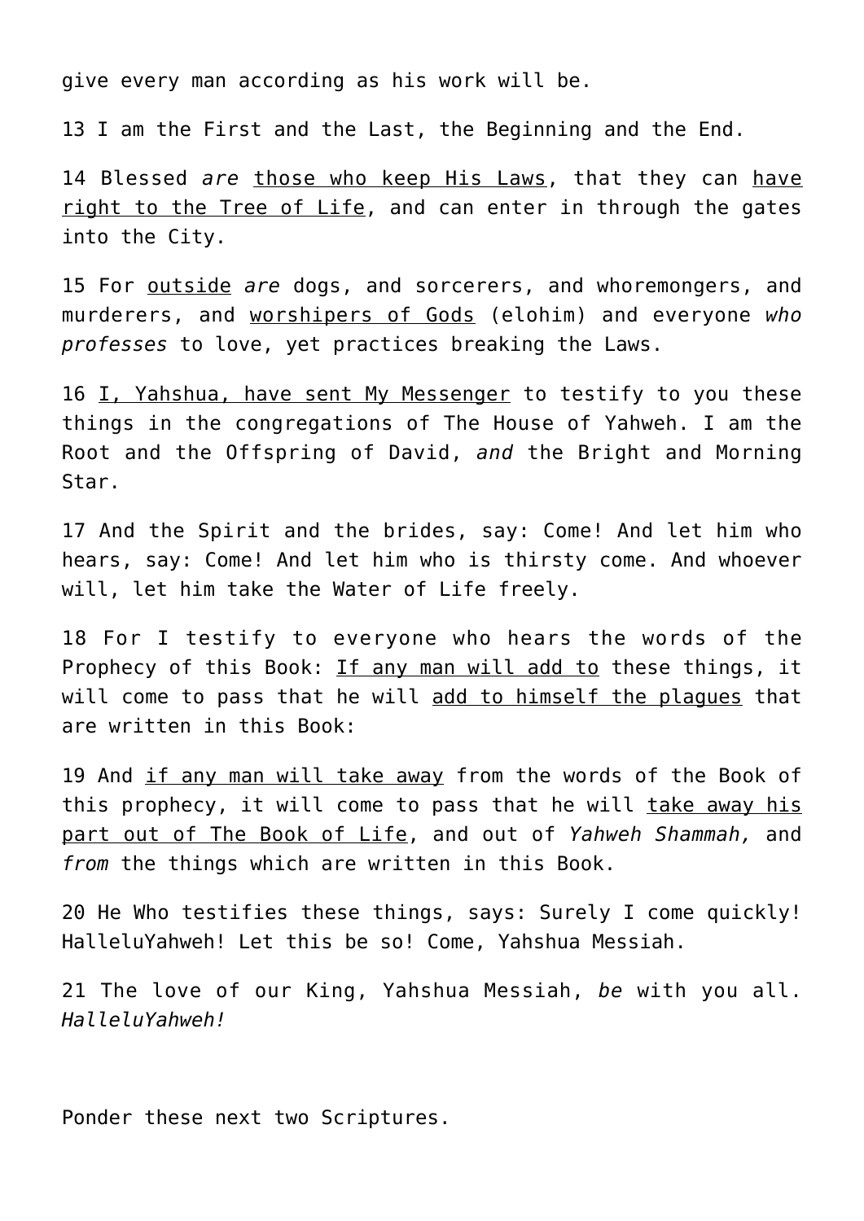give every man according as his work will be.

13 I am the First and the Last, the Beginning and the End.

14 Blessed *are* <u>those who keep His Laws</u>, that they can <u>have right to the Tree of Life</u>, and can enter in through the gates into the City.

15 For <u>outside</u> *are* dogs, and sorcerers, and whoremongers, and murderers, and <u>worshipers of Gods</u> (elohim) and everyone *who professes* to love, yet practices breaking the Laws.

16 <u>I, Yahshua, have sent My Messenger</u> to testify to you these things in the congregations of The House of Yahweh. I am the Root and the Offspring of David, *and* the Bright and Morning Star.

17 And the Spirit and the brides, say: Come! And let him who hears, say: Come! And let him who is thirsty come. And whoever will, let him take the Water of Life freely.

18 For I testify to everyone who hears the words of the Prophecy of this Book: <u>If any man will add to</u> these things, it will come to pass that he will <u>add to himself the plagues</u> that are written in this Book:

19 And <u>if any man will take away</u> from the words of the Book of this prophecy, it will come to pass that he will <u>take away his part out of The Book of Life</u>, and out of *Yahweh Shammah,* and *from* the things which are written in this Book.

20 He Who testifies these things, says: Surely I come quickly! HalleluYahweh! Let this be so! Come, Yahshua Messiah.

21 The love of our King, Yahshua Messiah, *be* with you all. *HalleluYahweh!*

Ponder these next two Scriptures.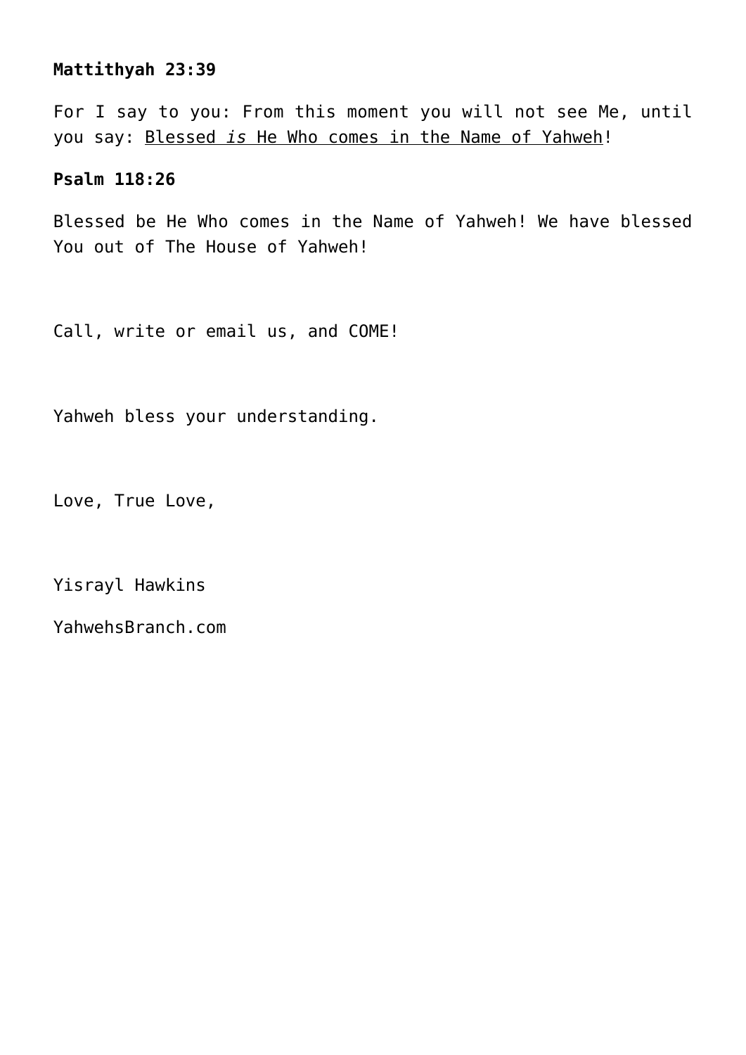**Mattithyah 23:39**

For I say to you: From this moment you will not see Me, until you say: Blessed *is* He Who comes in the Name of Yahweh!

**Psalm 118:26**

Blessed be He Who comes in the Name of Yahweh! We have blessed You out of The House of Yahweh!

Call, write or email us, and COME!

Yahweh bless your understanding.

Love, True Love,

Yisrayl Hawkins

YahwehsBranch.com